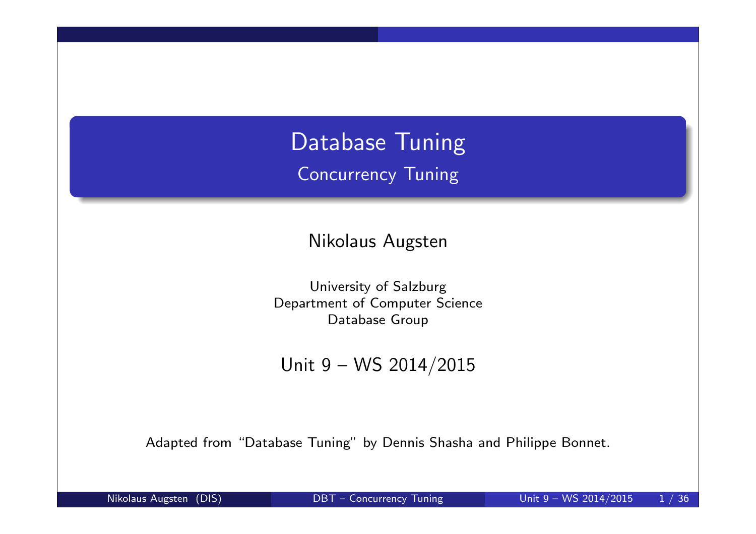# Database Tuning

## Concurrency Tuning

Nikolaus Augsten

University of Salzburg
Department of Computer Science
Database Group

Unit 9 – WS 2014/2015

Adapted from "Database Tuning" by Dennis Shasha and Philippe Bonnet.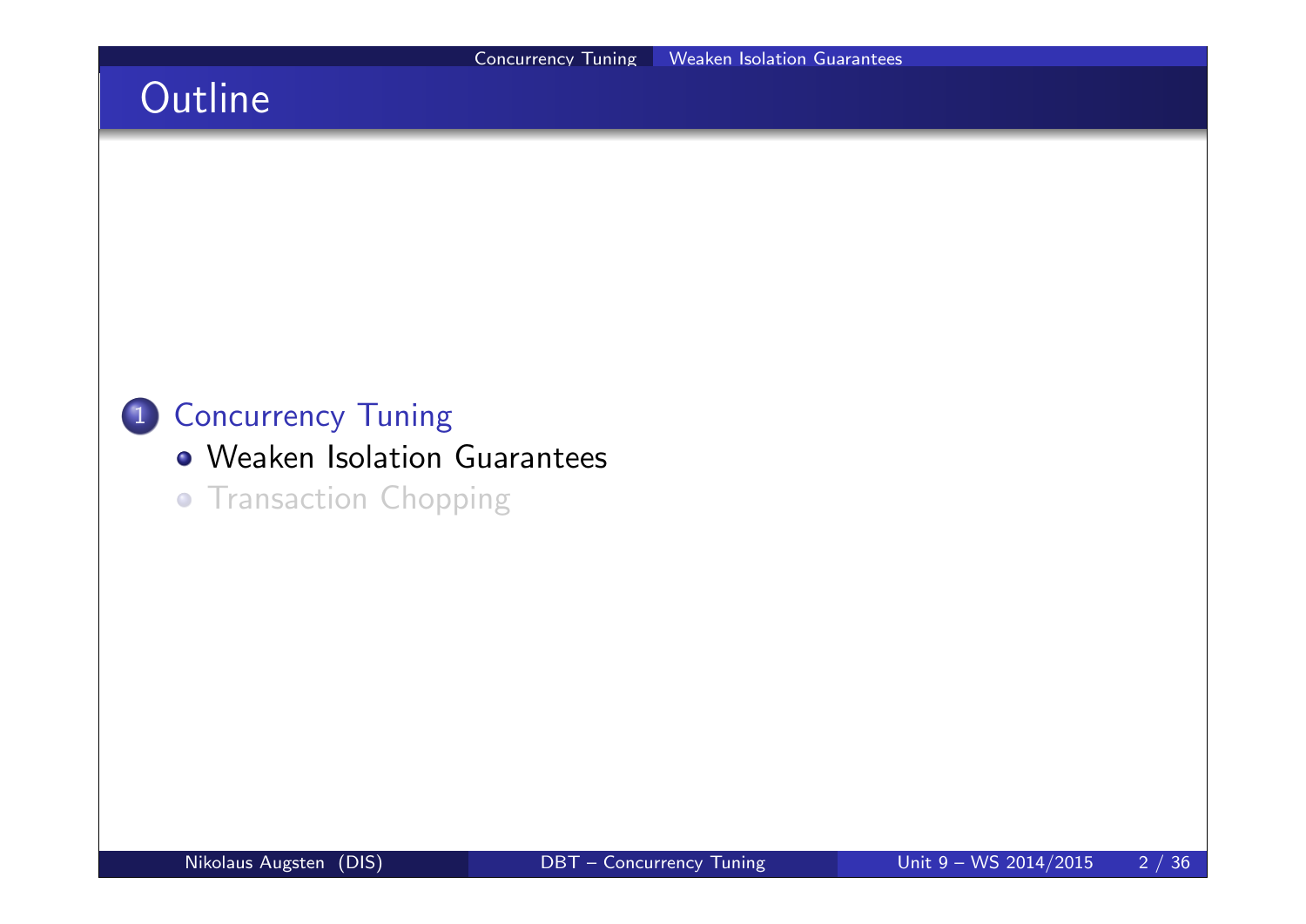# Outline

1. Concurrency Tuning
   - Weaken Isolation Guarantees
   - Transaction Chopping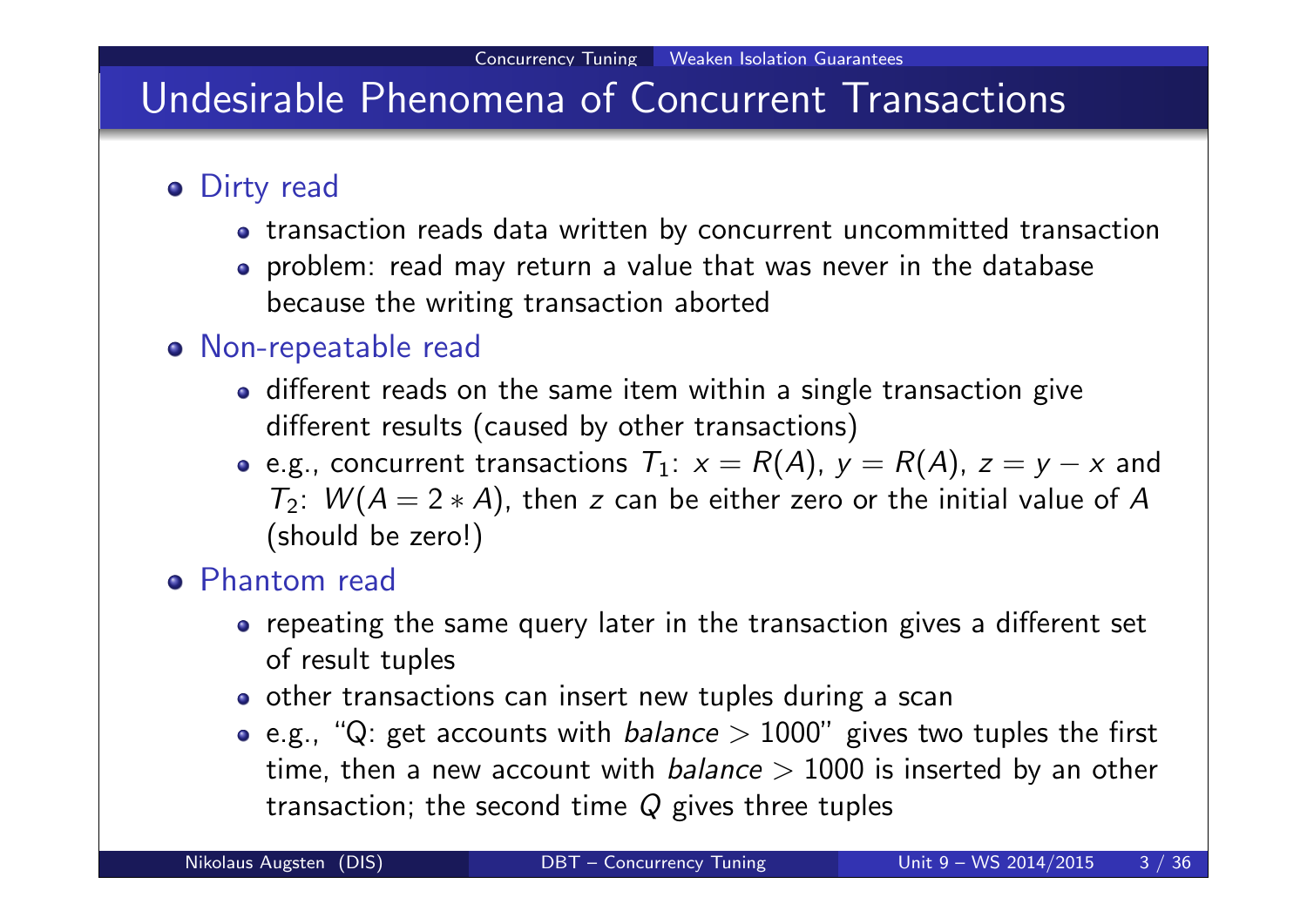# Undesirable Phenomena of Concurrent Transactions

- Dirty read
  - transaction reads data written by concurrent uncommitted transaction
  - problem: read may return a value that was never in the database because the writing transaction aborted
- Non-repeatable read
  - different reads on the same item within a single transaction give different results (caused by other transactions)
  - e.g., concurrent transactions $T_1$: $x = R(A)$, $y = R(A)$, $z = y - x$ and $T_2$: $W(A = 2 * A)$, then $z$ can be either zero or the initial value of $A$ (should be zero!)
- Phantom read
  - repeating the same query later in the transaction gives a different set of result tuples
  - other transactions can insert new tuples during a scan
  - e.g., "Q: get accounts with *balance* $> 1000$" gives two tuples the first time, then a new account with *balance* $> 1000$ is inserted by an other transaction; the second time $Q$ gives three tuples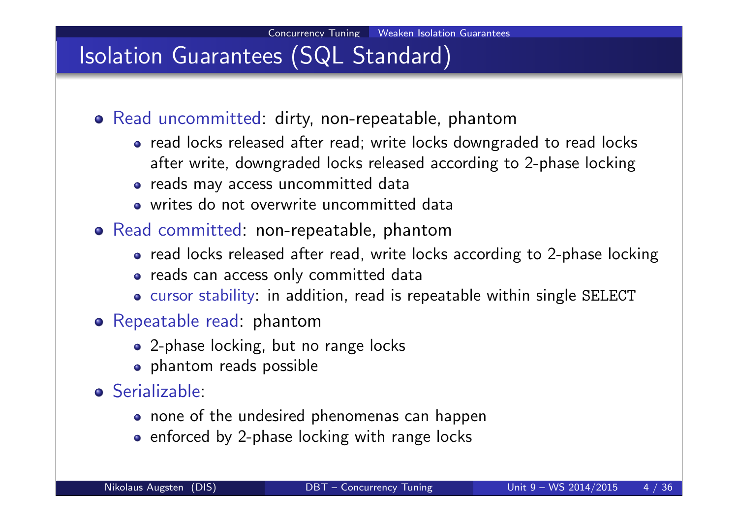# Isolation Guarantees (SQL Standard)

- Read uncommitted: dirty, non-repeatable, phantom
  - read locks released after read; write locks downgraded to read locks after write, downgraded locks released according to 2-phase locking
  - reads may access uncommitted data
  - writes do not overwrite uncommitted data
- Read committed: non-repeatable, phantom
  - read locks released after read, write locks according to 2-phase locking
  - reads can access only committed data
  - cursor stability: in addition, read is repeatable within single `SELECT`
- Repeatable read: phantom
  - 2-phase locking, but no range locks
  - phantom reads possible
- Serializable:
  - none of the undesired phenomenas can happen
  - enforced by 2-phase locking with range locks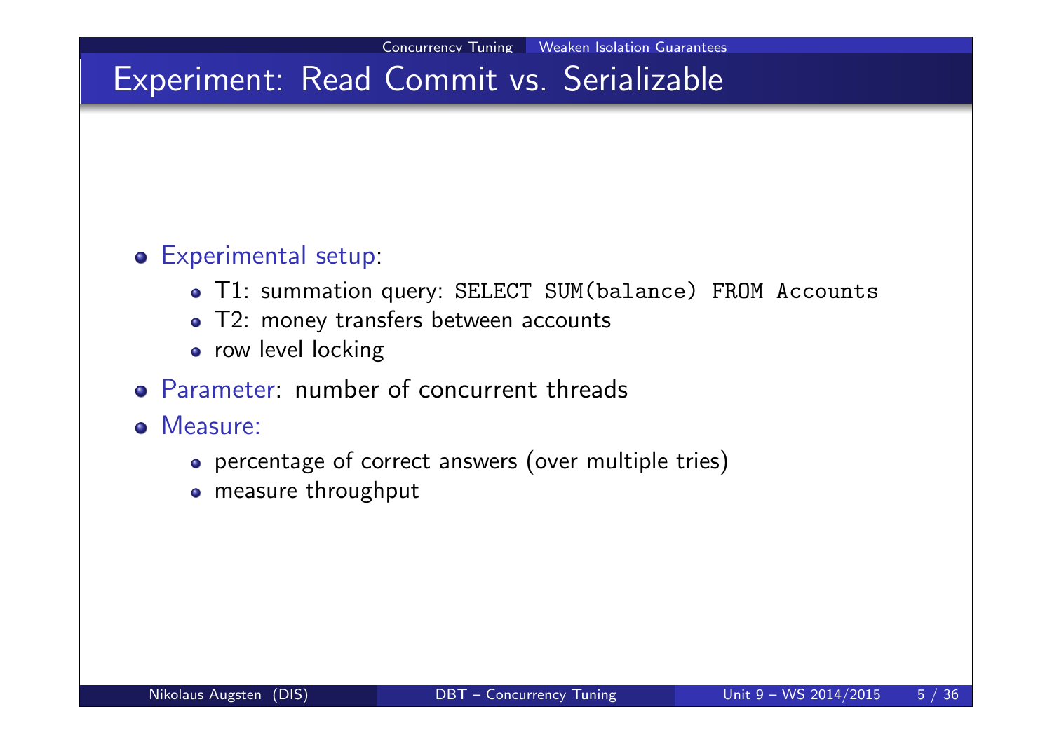# Experiment: Read Commit vs. Serializable

- Experimental setup:
  - T1: summation query: `SELECT SUM(balance) FROM Accounts`
  - T2: money transfers between accounts
  - row level locking
- Parameter: number of concurrent threads
- Measure:
  - percentage of correct answers (over multiple tries)
  - measure throughput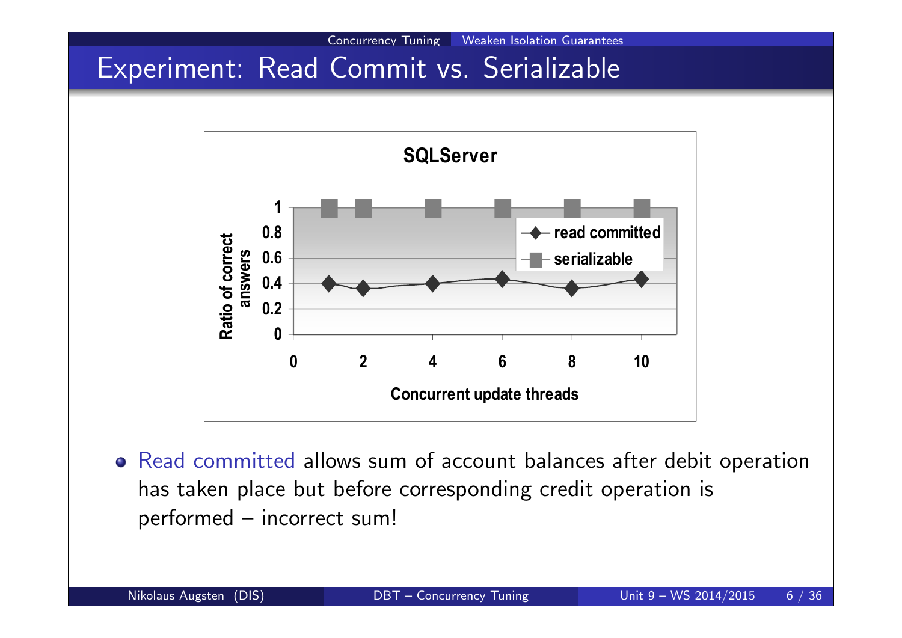# Experiment: Read Commit vs. Serializable

- Read committed allows sum of account balances after debit operation has taken place but before corresponding credit operation is performed – incorrect sum!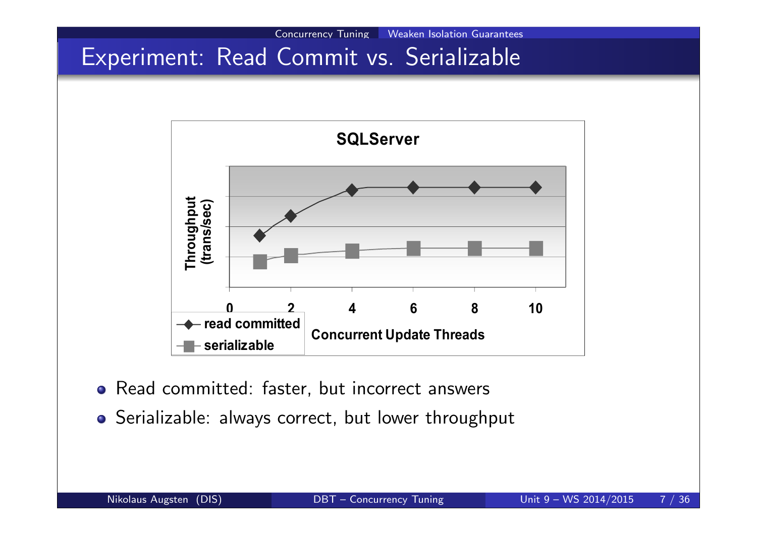# Experiment: Read Commit vs. Serializable

**SQLServer**

Throughput (trans/sec)

0 2 4 6 8 10

Concurrent Update Threads

read committed

serializable

- Read committed: faster, but incorrect answers
- Serializable: always correct, but lower throughput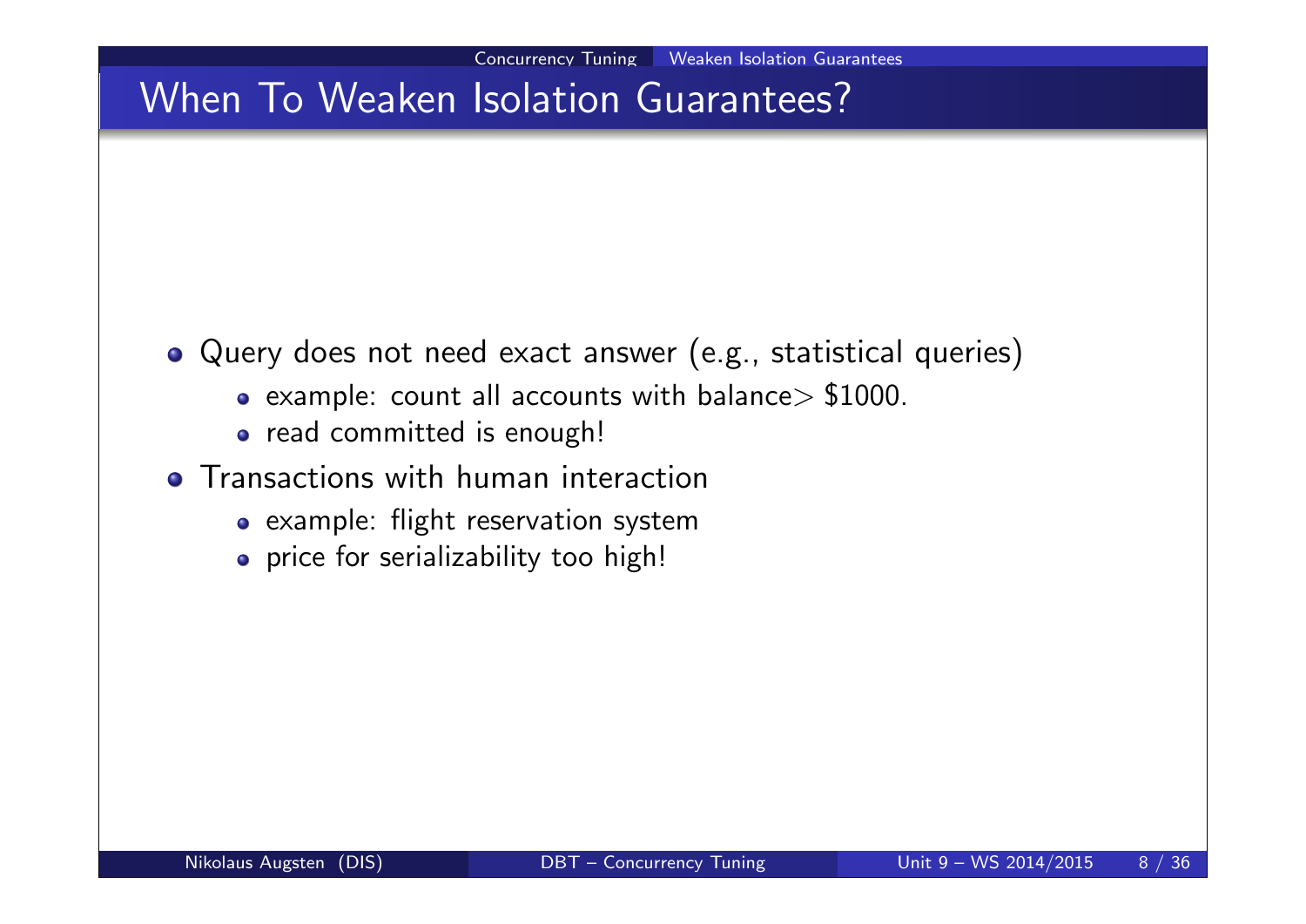# When To Weaken Isolation Guarantees?

- Query does not need exact answer (e.g., statistical queries)
  - example: count all accounts with balance$>$ \$1000.
  - read committed is enough!
- Transactions with human interaction
  - example: flight reservation system
  - price for serializability too high!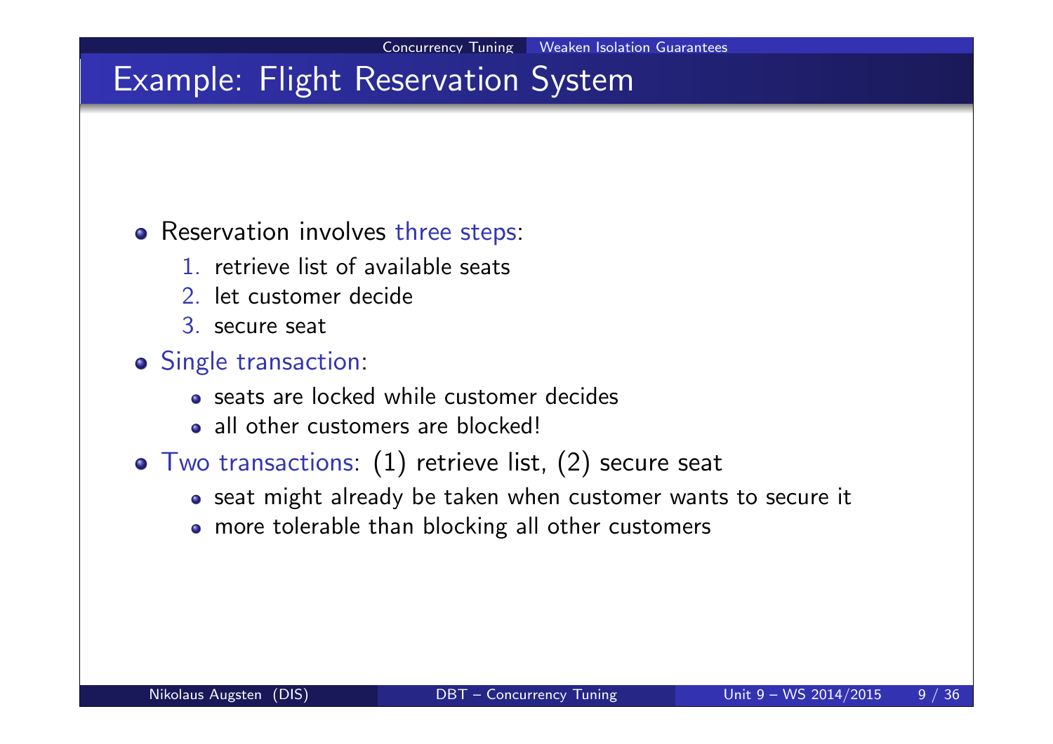# Example: Flight Reservation System

- Reservation involves three steps:
  1. retrieve list of available seats
  2. let customer decide
  3. secure seat
- Single transaction:
  - seats are locked while customer decides
  - all other customers are blocked!
- Two transactions: (1) retrieve list, (2) secure seat
  - seat might already be taken when customer wants to secure it
  - more tolerable than blocking all other customers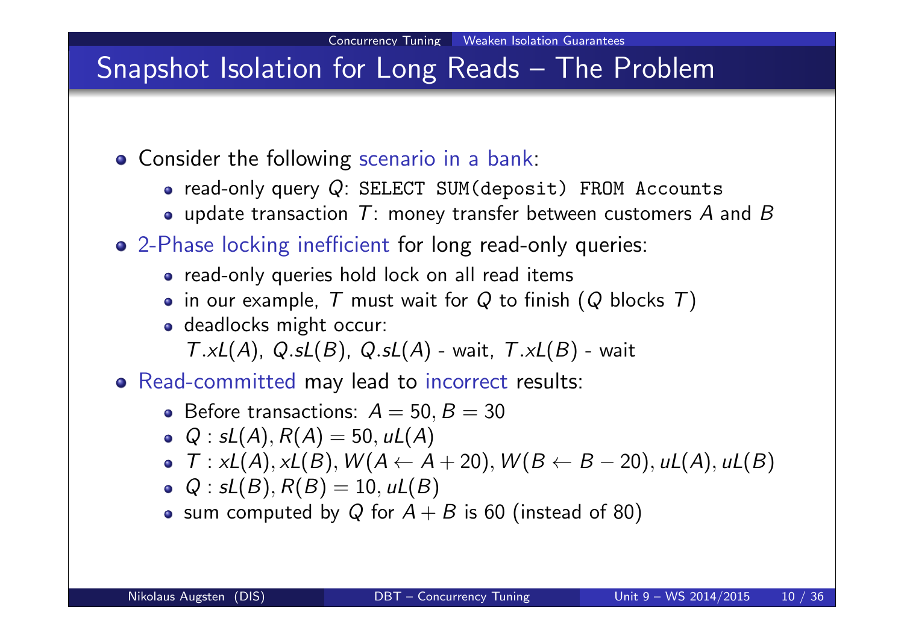# Snapshot Isolation for Long Reads – The Problem

- Consider the following scenario in a bank:
  - read-only query $Q$: `SELECT SUM(deposit) FROM Accounts`
  - update transaction $T$: money transfer between customers $A$ and $B$
- 2-Phase locking inefficient for long read-only queries:
  - read-only queries hold lock on all read items
  - in our example, $T$ must wait for $Q$ to finish ($Q$ blocks $T$)
  - deadlocks might occur:
    $T.xL(A)$, $Q.sL(B)$, $Q.sL(A)$ - wait, $T.xL(B)$ - wait
- Read-committed may lead to incorrect results:
  - Before transactions: $A = 50, B = 30$
  - $Q : sL(A), R(A) = 50, uL(A)$
  - $T : xL(A), xL(B), W(A \leftarrow A + 20), W(B \leftarrow B - 20), uL(A), uL(B)$
  - $Q : sL(B), R(B) = 10, uL(B)$
  - sum computed by $Q$ for $A + B$ is 60 (instead of 80)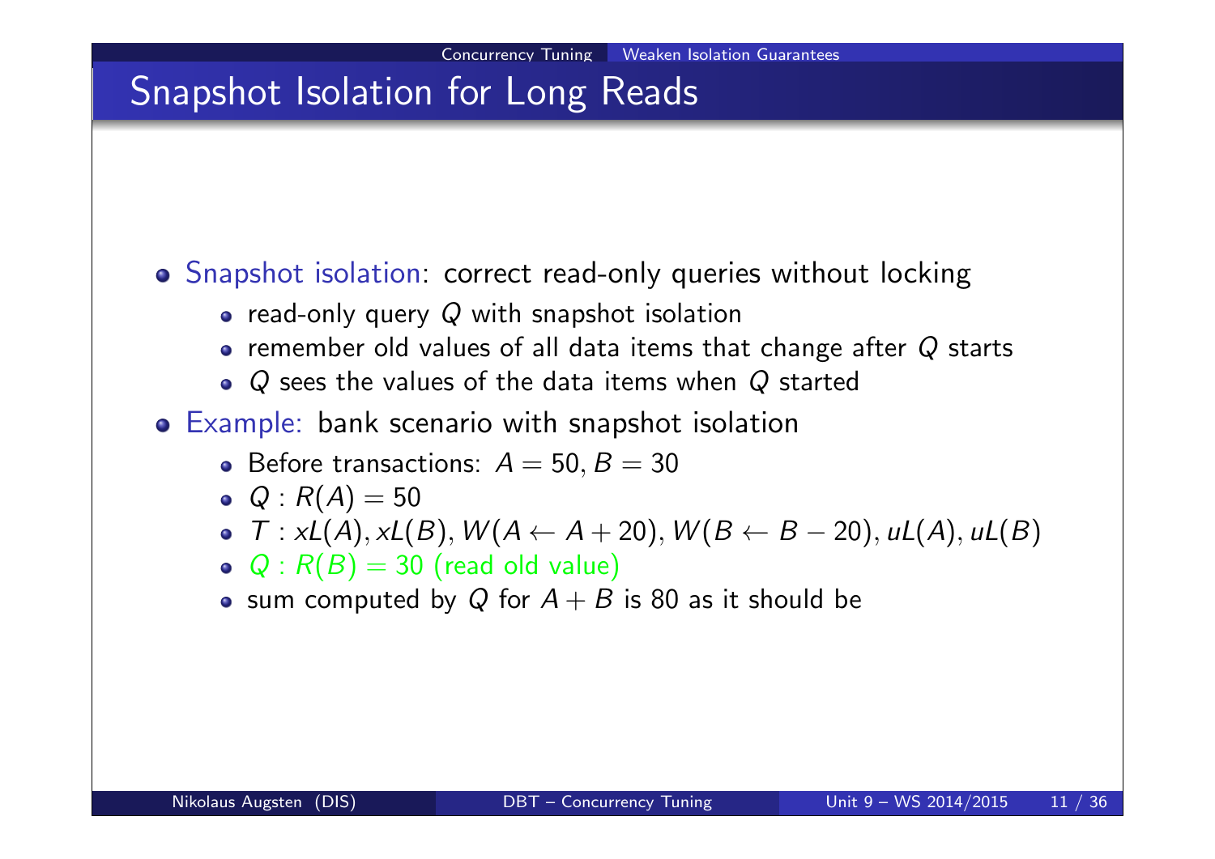# Snapshot Isolation for Long Reads

- Snapshot isolation: correct read-only queries without locking
  - read-only query $Q$ with snapshot isolation
  - remember old values of all data items that change after $Q$ starts
  - $Q$ sees the values of the data items when $Q$ started
- Example: bank scenario with snapshot isolation
  - Before transactions: $A = 50, B = 30$
  - $Q : R(A) = 50$
  - $T : xL(A), xL(B), W(A \leftarrow A + 20), W(B \leftarrow B - 20), uL(A), uL(B)$
  - $Q : R(B) = 30$ (read old value)
  - sum computed by $Q$ for $A + B$ is 80 as it should be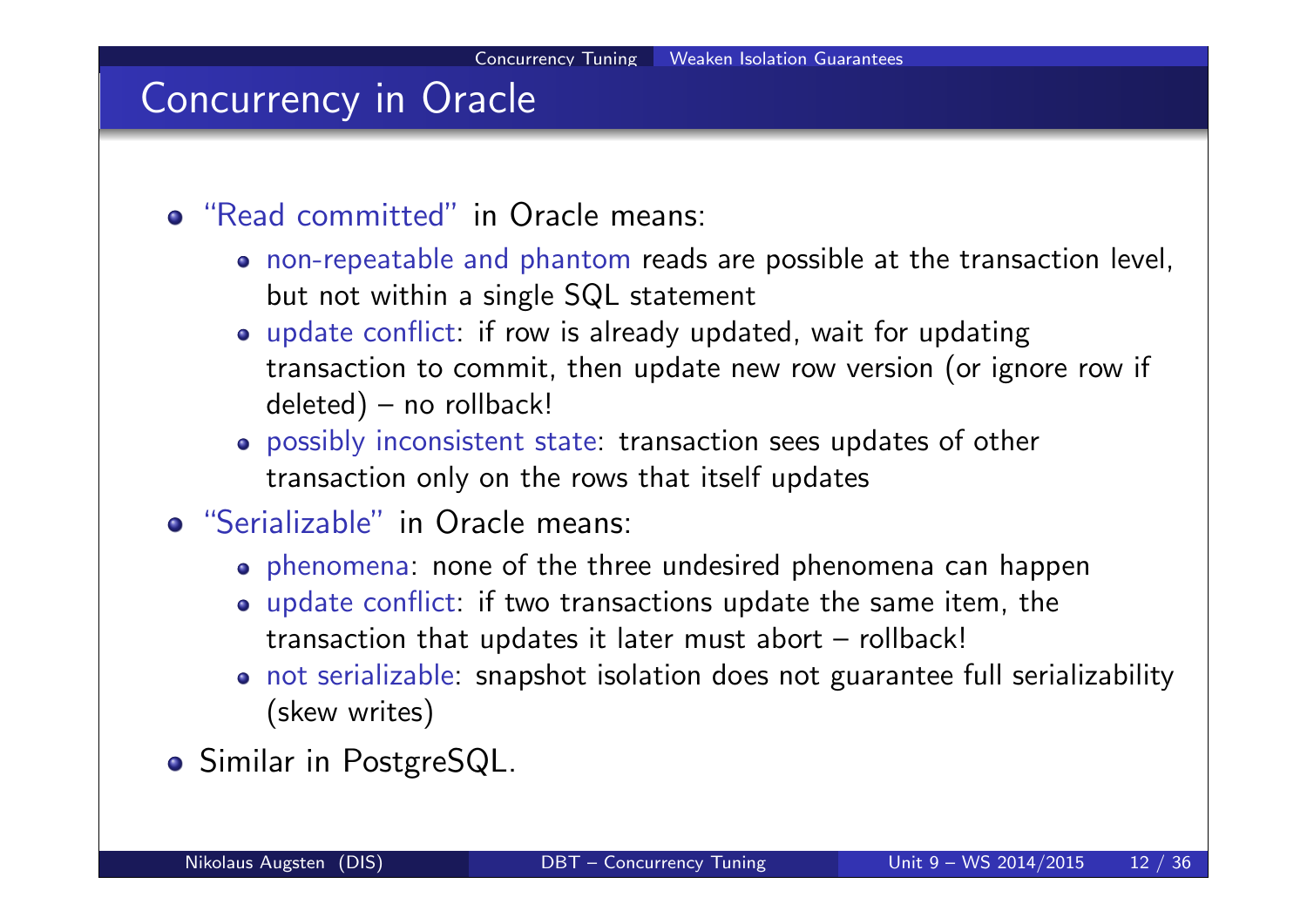# Concurrency in Oracle

- "Read committed" in Oracle means:
  - non-repeatable and phantom reads are possible at the transaction level, but not within a single SQL statement
  - update conflict: if row is already updated, wait for updating transaction to commit, then update new row version (or ignore row if deleted) – no rollback!
  - possibly inconsistent state: transaction sees updates of other transaction only on the rows that itself updates
- "Serializable" in Oracle means:
  - phenomena: none of the three undesired phenomena can happen
  - update conflict: if two transactions update the same item, the transaction that updates it later must abort – rollback!
  - not serializable: snapshot isolation does not guarantee full serializability (skew writes)
- Similar in PostgreSQL.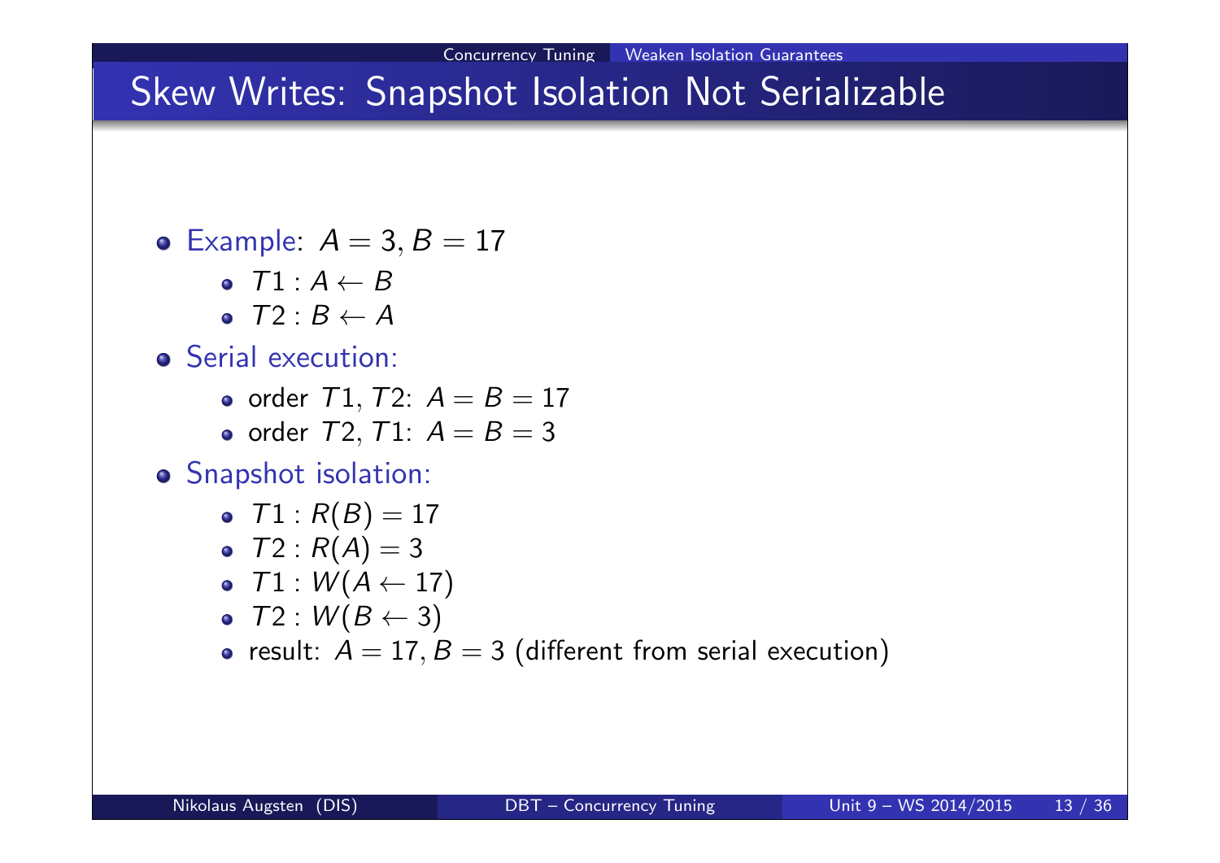# Skew Writes: Snapshot Isolation Not Serializable

- Example: $A = 3, B = 17$
  - $T1 : A \leftarrow B$
  - $T2 : B \leftarrow A$
- Serial execution:
  - order $T1, T2$: $A = B = 17$
  - order $T2, T1$: $A = B = 3$
- Snapshot isolation:
  - $T1 : R(B) = 17$
  - $T2 : R(A) = 3$
  - $T1 : W(A \leftarrow 17)$
  - $T2 : W(B \leftarrow 3)$
  - result: $A = 17, B = 3$ (different from serial execution)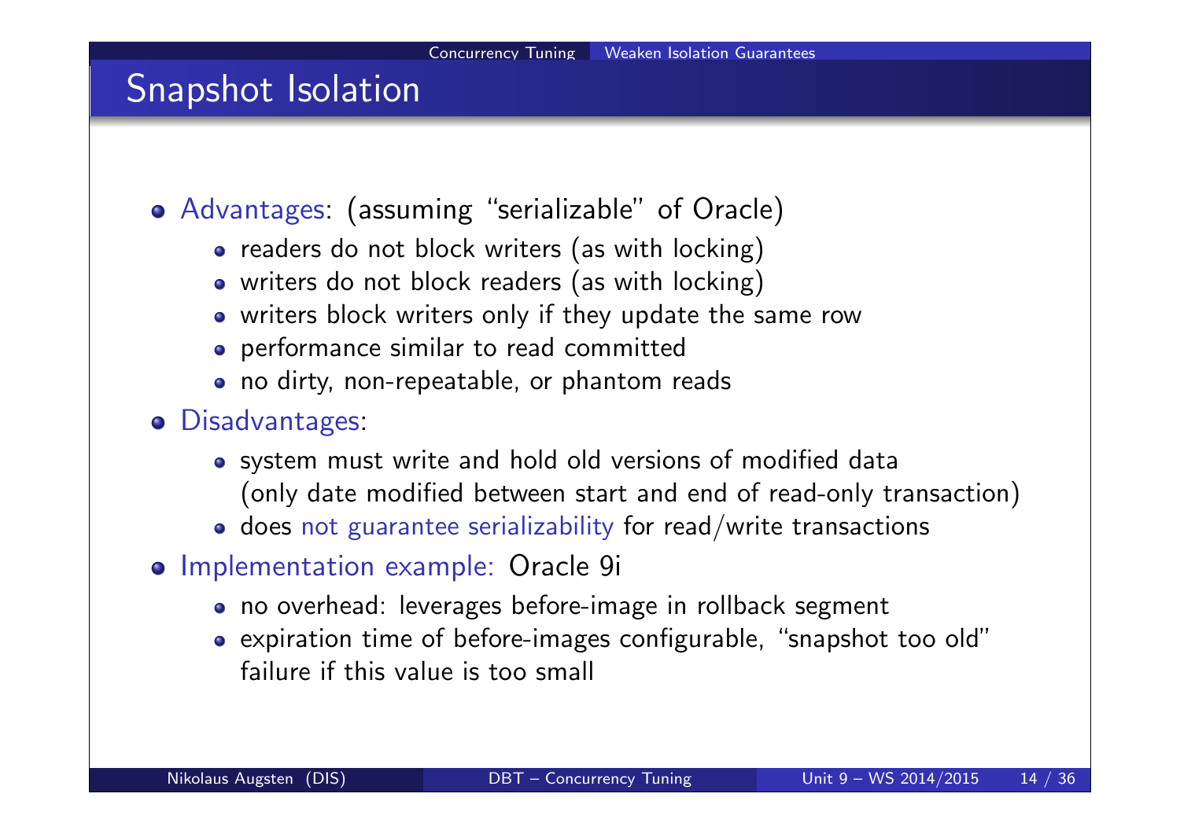# Snapshot Isolation

- Advantages: (assuming "serializable" of Oracle)
  - readers do not block writers (as with locking)
  - writers do not block readers (as with locking)
  - writers block writers only if they update the same row
  - performance similar to read committed
  - no dirty, non-repeatable, or phantom reads
- Disadvantages:
  - system must write and hold old versions of modified data (only date modified between start and end of read-only transaction)
  - does not guarantee serializability for read/write transactions
- Implementation example: Oracle 9i
  - no overhead: leverages before-image in rollback segment
  - expiration time of before-images configurable, "snapshot too old" failure if this value is too small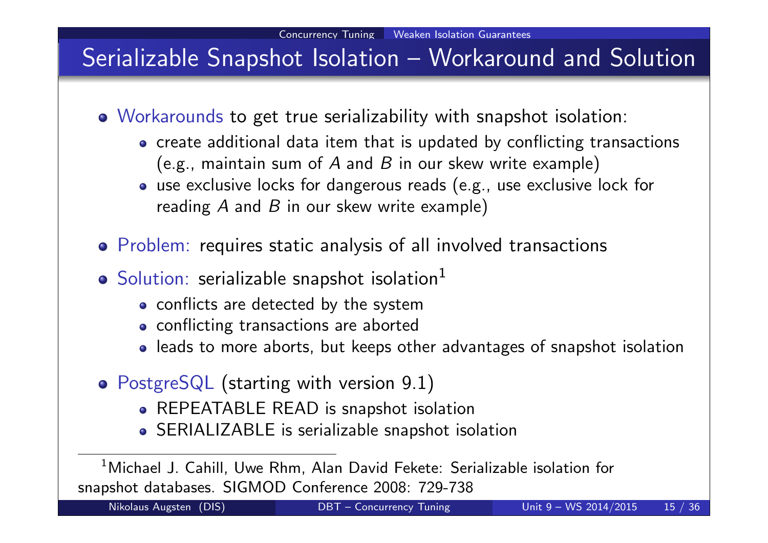# Serializable Snapshot Isolation – Workaround and Solution

- Workarounds to get true serializability with snapshot isolation:
  - create additional data item that is updated by conflicting transactions (e.g., maintain sum of $A$ and $B$ in our skew write example)
  - use exclusive locks for dangerous reads (e.g., use exclusive lock for reading $A$ and $B$ in our skew write example)
- Problem: requires static analysis of all involved transactions
- Solution: serializable snapshot isolation[1]
  - conflicts are detected by the system
  - conflicting transactions are aborted
  - leads to more aborts, but keeps other advantages of snapshot isolation
- PostgreSQL (starting with version 9.1)
  - REPEATABLE READ is snapshot isolation
  - SERIALIZABLE is serializable snapshot isolation

[1] Michael J. Cahill, Uwe Rhm, Alan David Fekete: Serializable isolation for snapshot databases. SIGMOD Conference 2008: 729-738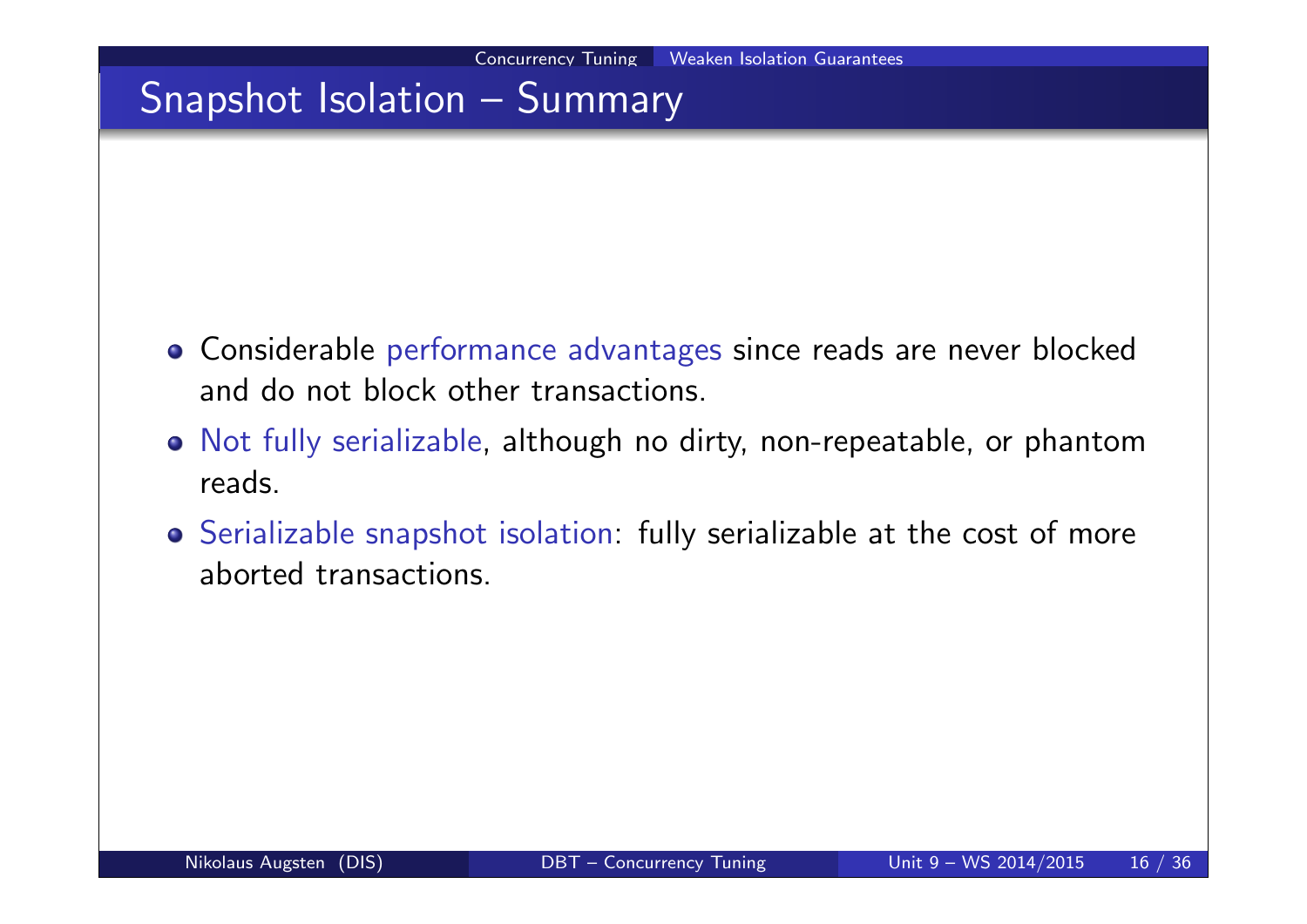# Snapshot Isolation – Summary

- Considerable performance advantages since reads are never blocked and do not block other transactions.
- Not fully serializable, although no dirty, non-repeatable, or phantom reads.
- Serializable snapshot isolation: fully serializable at the cost of more aborted transactions.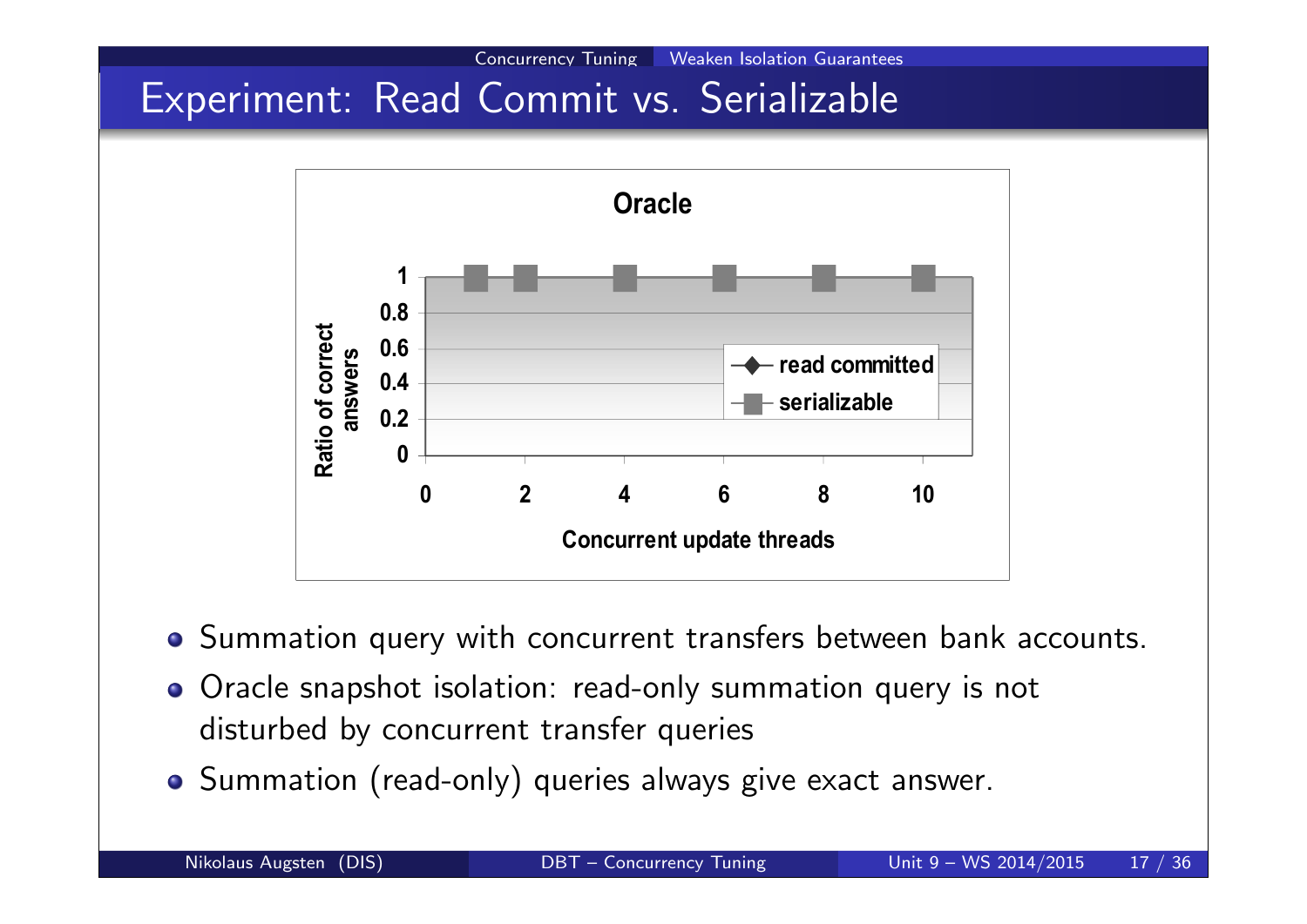# Experiment: Read Commit vs. Serializable

**Oracle**

| Concurrent update threads | read committed | serializable |
|---|---|---|
| 1 | 1 | 1 |
| 2 | 1 | 1 |
| 4 | 1 | 1 |
| 6 | 1 | 1 |
| 8 | 1 | 1 |
| 10 | 1 | 1 |

Y-axis: Ratio of correct answers

- Summation query with concurrent transfers between bank accounts.
- Oracle snapshot isolation: read-only summation query is not disturbed by concurrent transfer queries
- Summation (read-only) queries always give exact answer.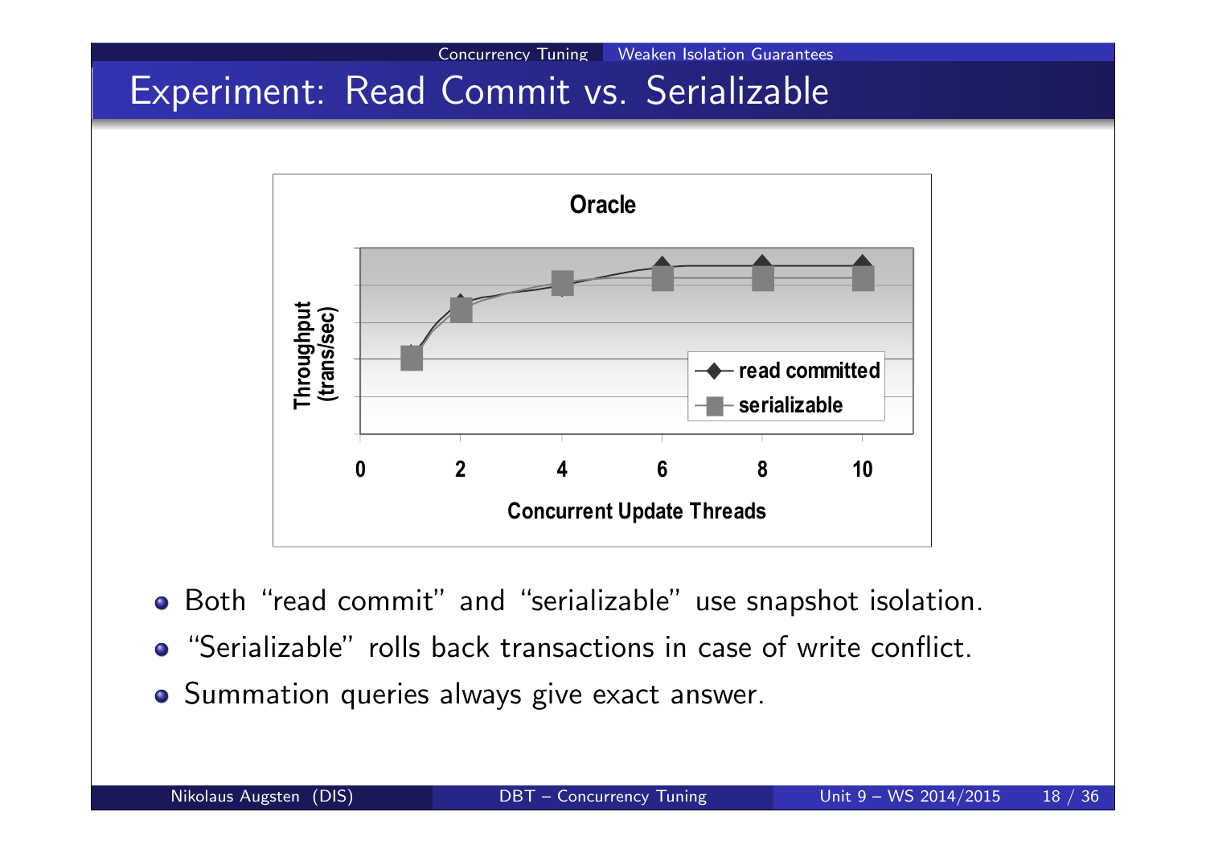# Experiment: Read Commit vs. Serializable

**Oracle**

Throughput (trans/sec) vs. Concurrent Update Threads (0, 2, 4, 6, 8, 10); legend: read committed, serializable

- Both "read commit" and "serializable" use snapshot isolation.
- "Serializable" rolls back transactions in case of write conflict.
- Summation queries always give exact answer.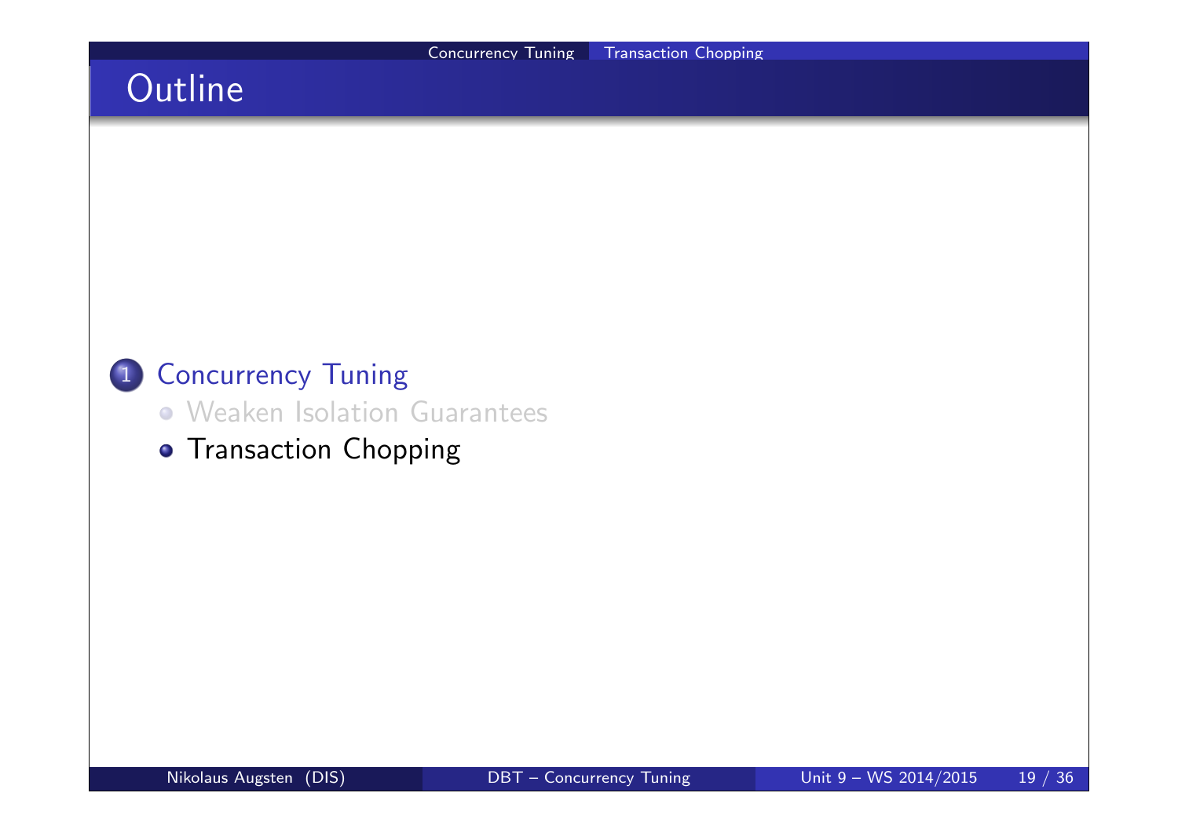# Outline

1. Concurrency Tuning
   - Weaken Isolation Guarantees
   - Transaction Chopping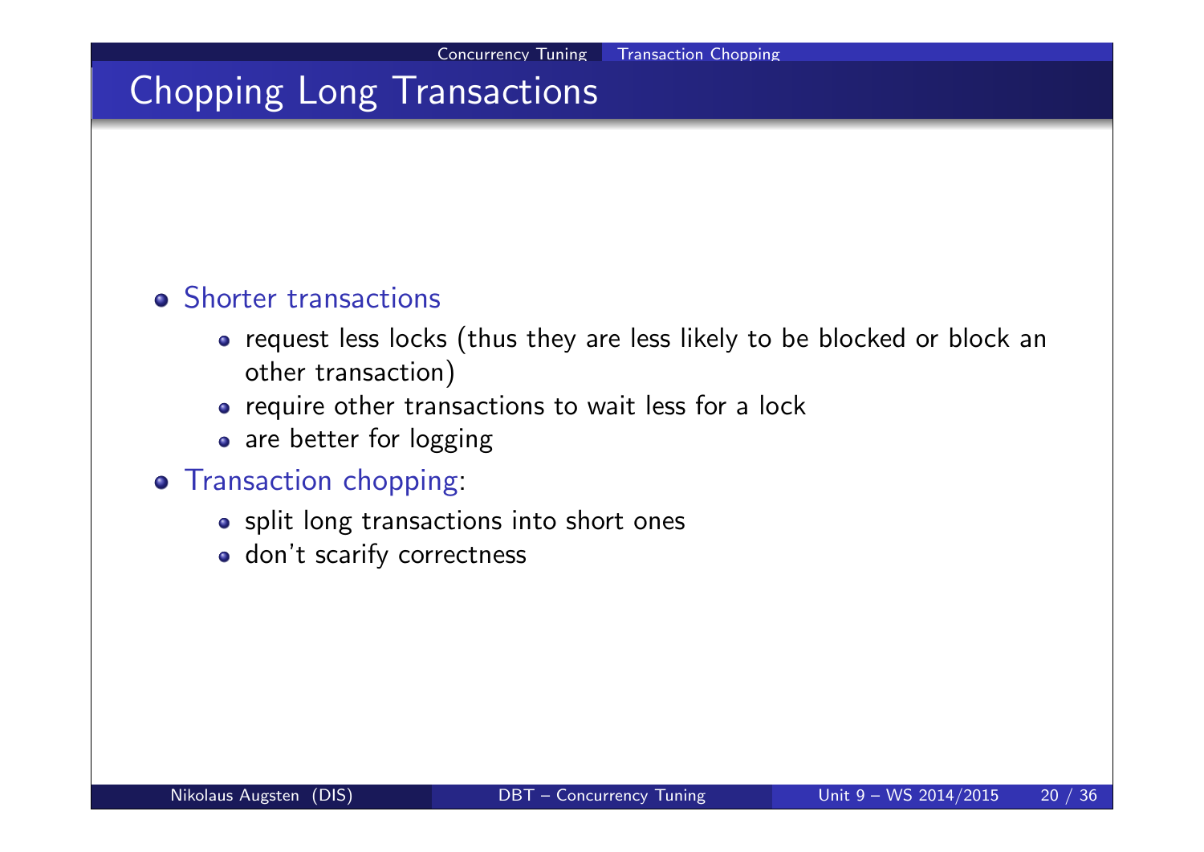# Chopping Long Transactions

- Shorter transactions
  - request less locks (thus they are less likely to be blocked or block an other transaction)
  - require other transactions to wait less for a lock
  - are better for logging
- Transaction chopping:
  - split long transactions into short ones
  - don't scarify correctness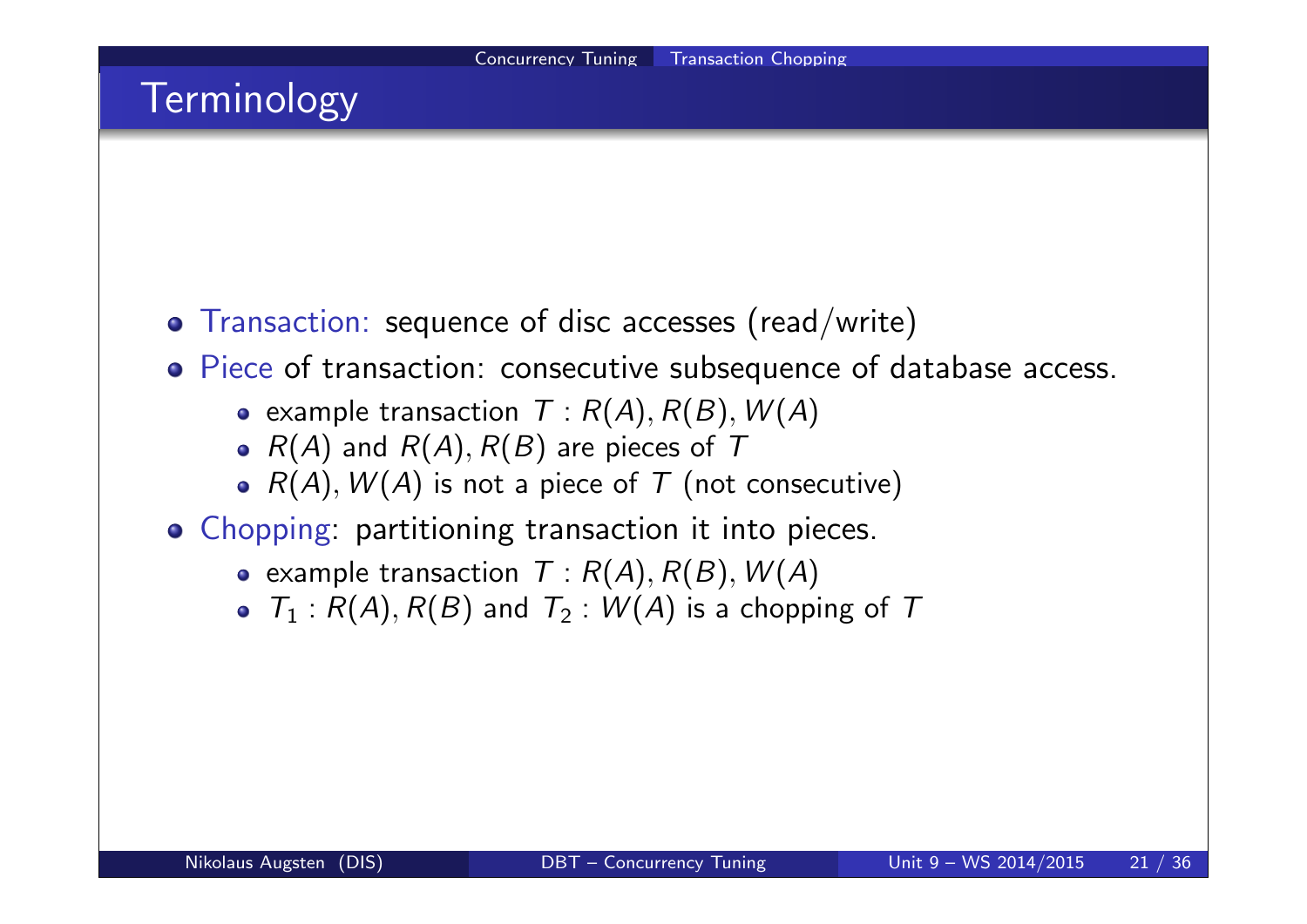# Terminology

- Transaction: sequence of disc accesses (read/write)
- Piece of transaction: consecutive subsequence of database access.
  - example transaction $T : R(A), R(B), W(A)$
  - $R(A)$ and $R(A), R(B)$ are pieces of $T$
  - $R(A), W(A)$ is not a piece of $T$ (not consecutive)
- Chopping: partitioning transaction it into pieces.
  - example transaction $T : R(A), R(B), W(A)$
  - $T_1 : R(A), R(B)$ and $T_2 : W(A)$ is a chopping of $T$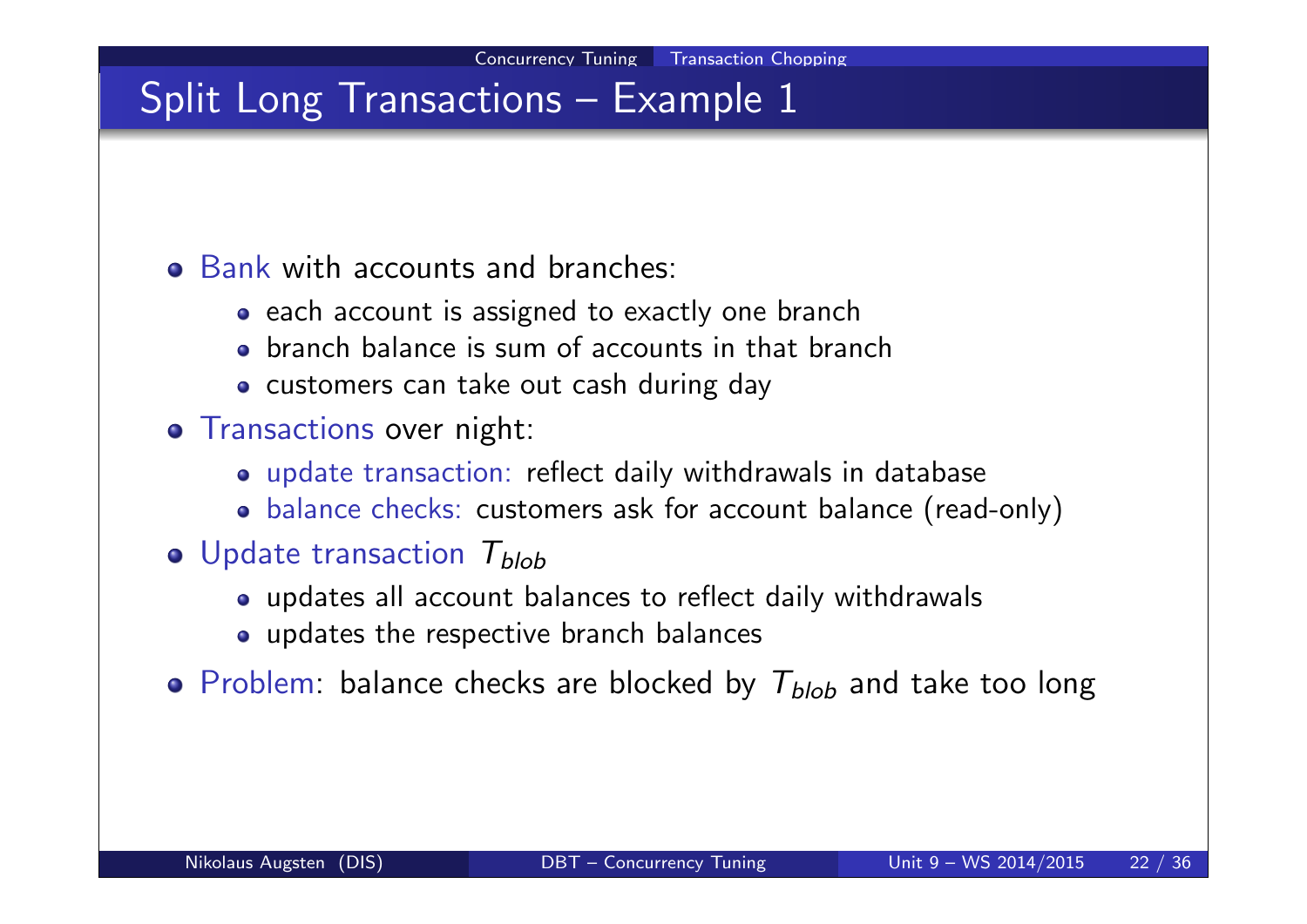# Split Long Transactions – Example 1

- Bank with accounts and branches:
  - each account is assigned to exactly one branch
  - branch balance is sum of accounts in that branch
  - customers can take out cash during day
- Transactions over night:
  - update transaction: reflect daily withdrawals in database
  - balance checks: customers ask for account balance (read-only)
- Update transaction $T_{blob}$
  - updates all account balances to reflect daily withdrawals
  - updates the respective branch balances
- Problem: balance checks are blocked by $T_{blob}$ and take too long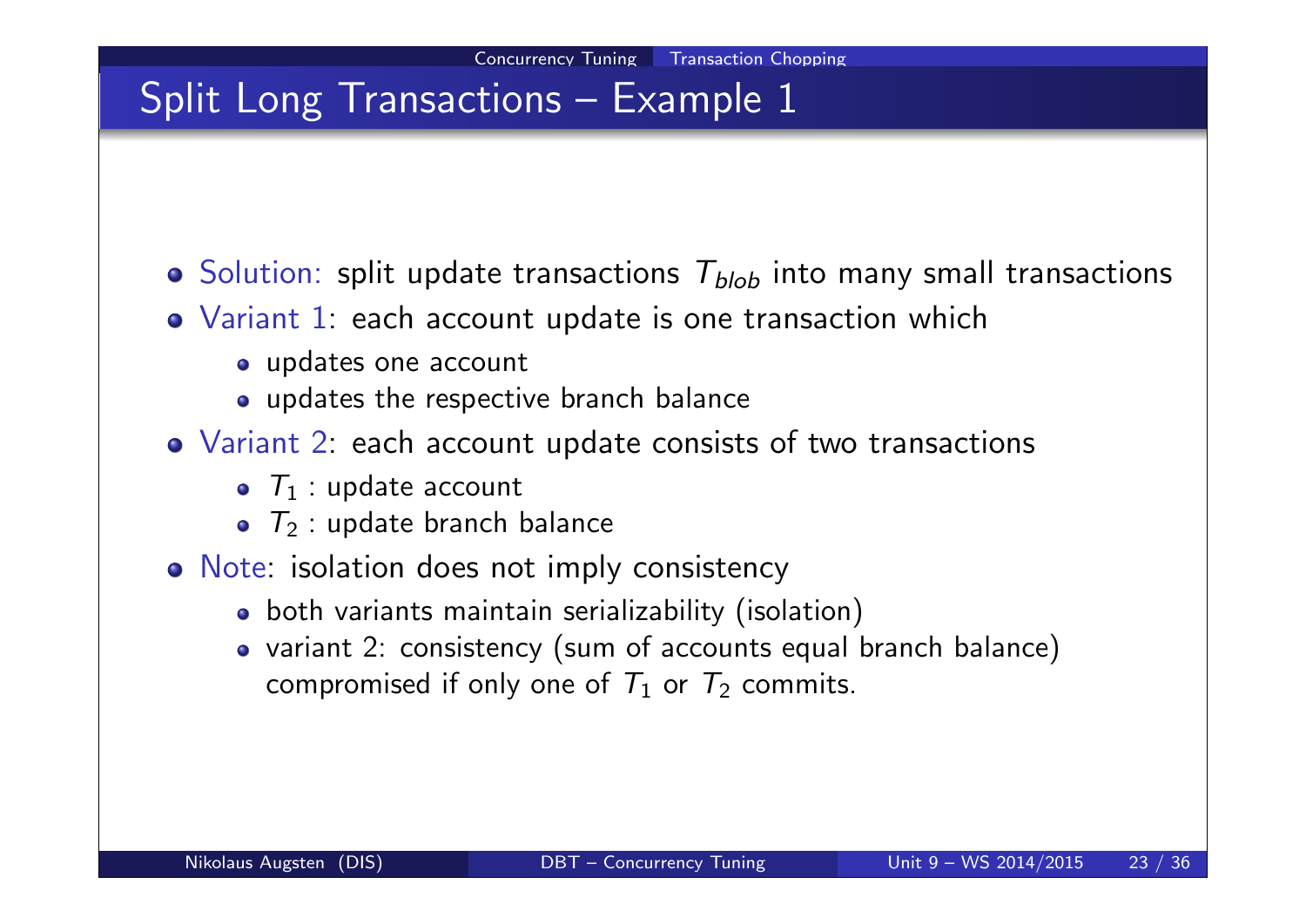# Split Long Transactions – Example 1

- Solution: split update transactions $T_{blob}$ into many small transactions
- Variant 1: each account update is one transaction which
  - updates one account
  - updates the respective branch balance
- Variant 2: each account update consists of two transactions
  - $T_1$ : update account
  - $T_2$ : update branch balance
- Note: isolation does not imply consistency
  - both variants maintain serializability (isolation)
  - variant 2: consistency (sum of accounts equal branch balance) compromised if only one of $T_1$ or $T_2$ commits.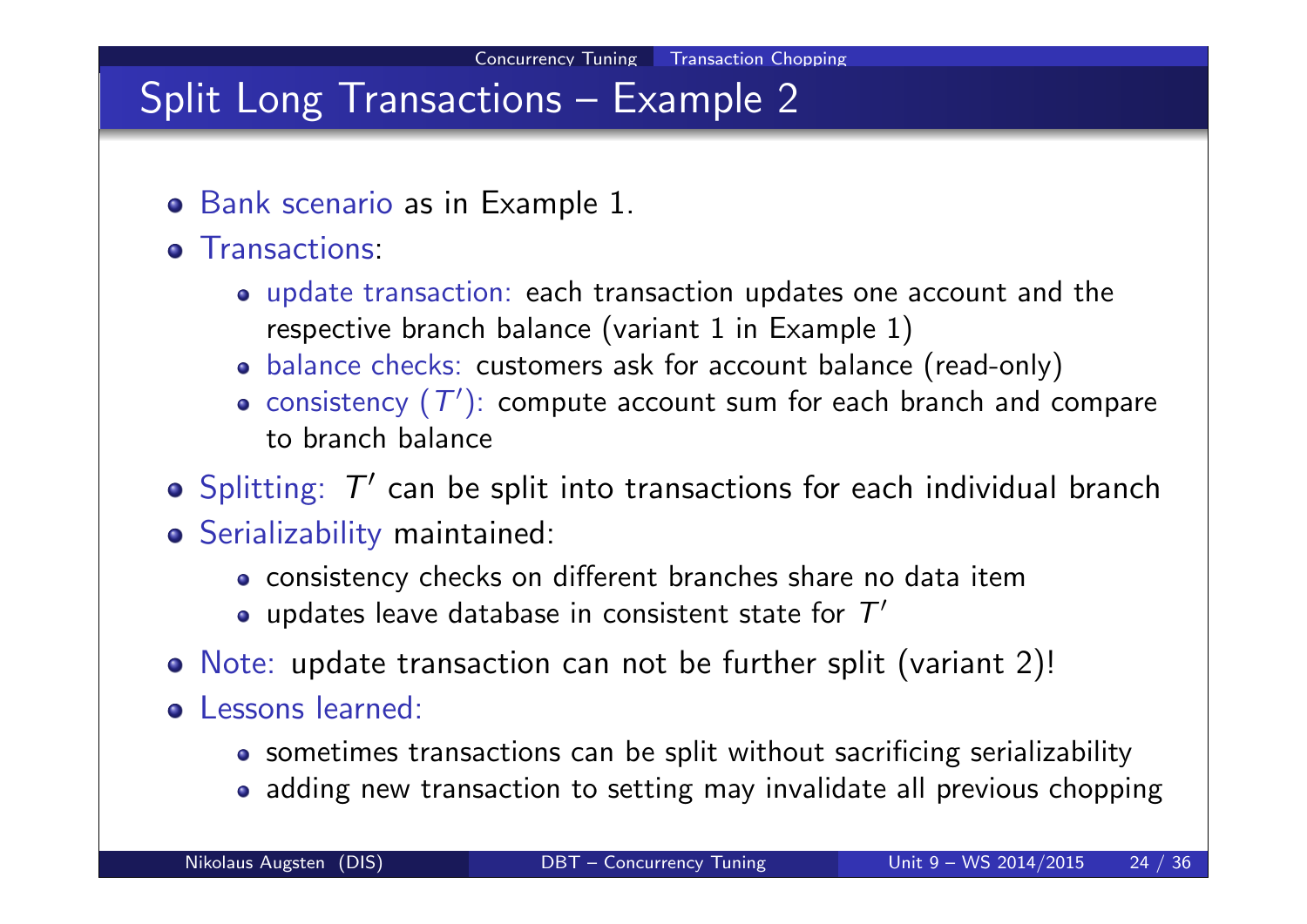# Split Long Transactions – Example 2

- Bank scenario as in Example 1.
- Transactions:
  - update transaction: each transaction updates one account and the respective branch balance (variant 1 in Example 1)
  - balance checks: customers ask for account balance (read-only)
  - consistency ($T'$): compute account sum for each branch and compare to branch balance
- Splitting: $T'$ can be split into transactions for each individual branch
- Serializability maintained:
  - consistency checks on different branches share no data item
  - updates leave database in consistent state for $T'$
- Note: update transaction can not be further split (variant 2)!
- Lessons learned:
  - sometimes transactions can be split without sacrificing serializability
  - adding new transaction to setting may invalidate all previous chopping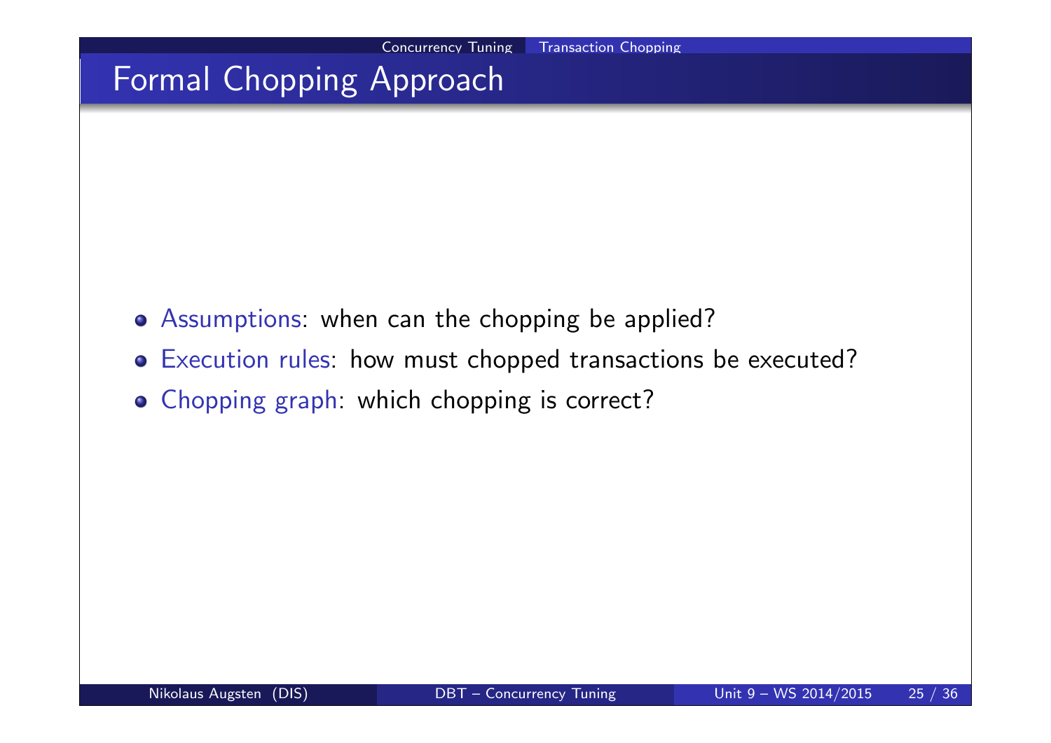# Formal Chopping Approach

- Assumptions: when can the chopping be applied?
- Execution rules: how must chopped transactions be executed?
- Chopping graph: which chopping is correct?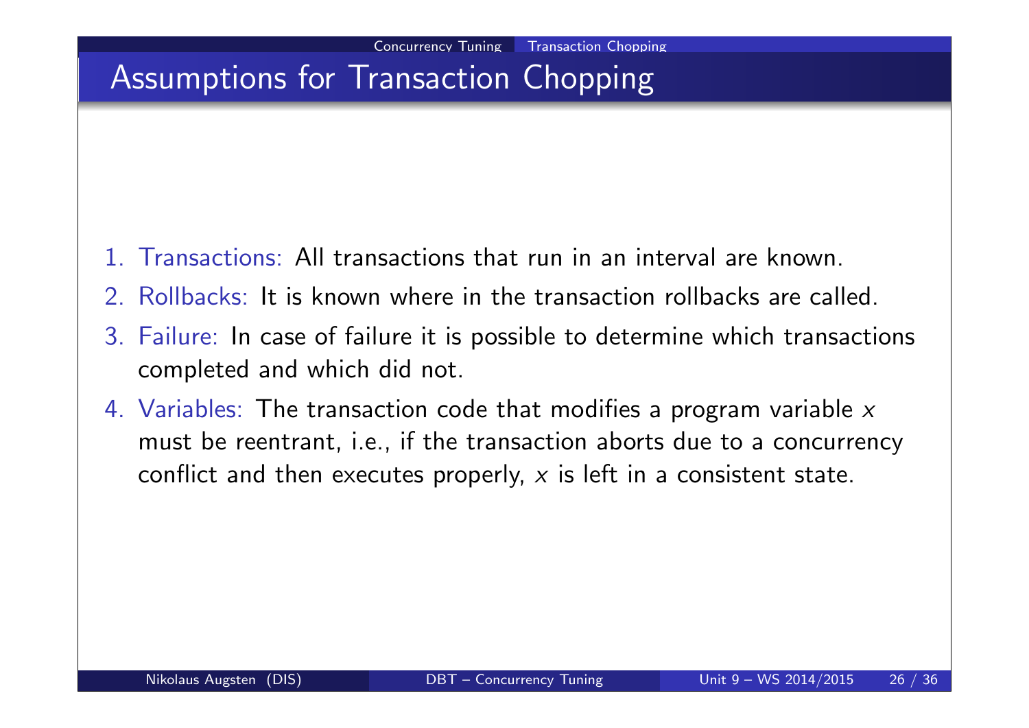# Assumptions for Transaction Chopping

1. Transactions: All transactions that run in an interval are known.
2. Rollbacks: It is known where in the transaction rollbacks are called.
3. Failure: In case of failure it is possible to determine which transactions completed and which did not.
4. Variables: The transaction code that modifies a program variable $x$ must be reentrant, i.e., if the transaction aborts due to a concurrency conflict and then executes properly, $x$ is left in a consistent state.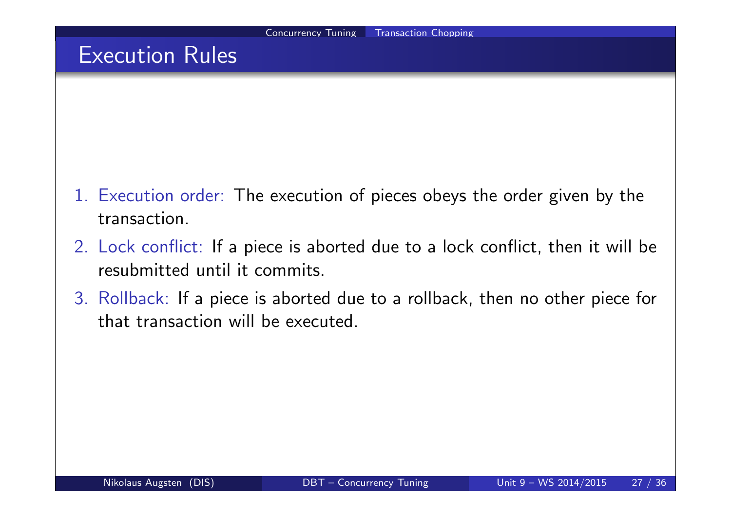# Execution Rules

1. Execution order: The execution of pieces obeys the order given by the transaction.
2. Lock conflict: If a piece is aborted due to a lock conflict, then it will be resubmitted until it commits.
3. Rollback: If a piece is aborted due to a rollback, then no other piece for that transaction will be executed.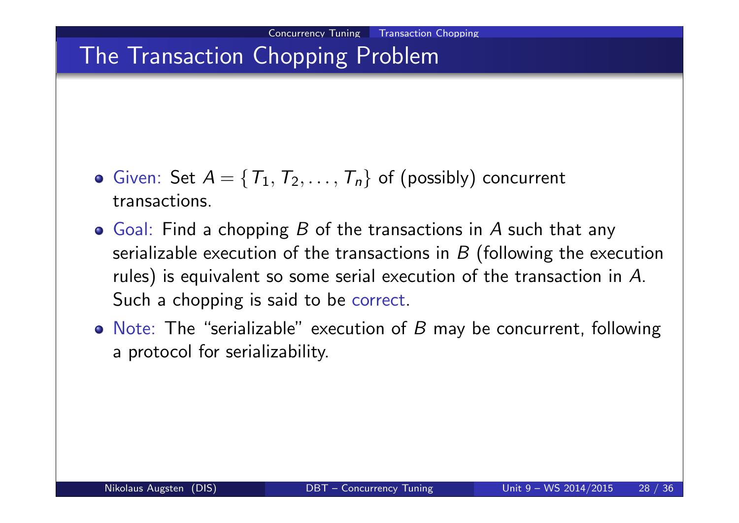# The Transaction Chopping Problem

- Given: Set $A = \{T_1, T_2, \ldots, T_n\}$ of (possibly) concurrent transactions.
- Goal: Find a chopping $B$ of the transactions in $A$ such that any serializable execution of the transactions in $B$ (following the execution rules) is equivalent so some serial execution of the transaction in $A$. Such a chopping is said to be correct.
- Note: The "serializable" execution of $B$ may be concurrent, following a protocol for serializability.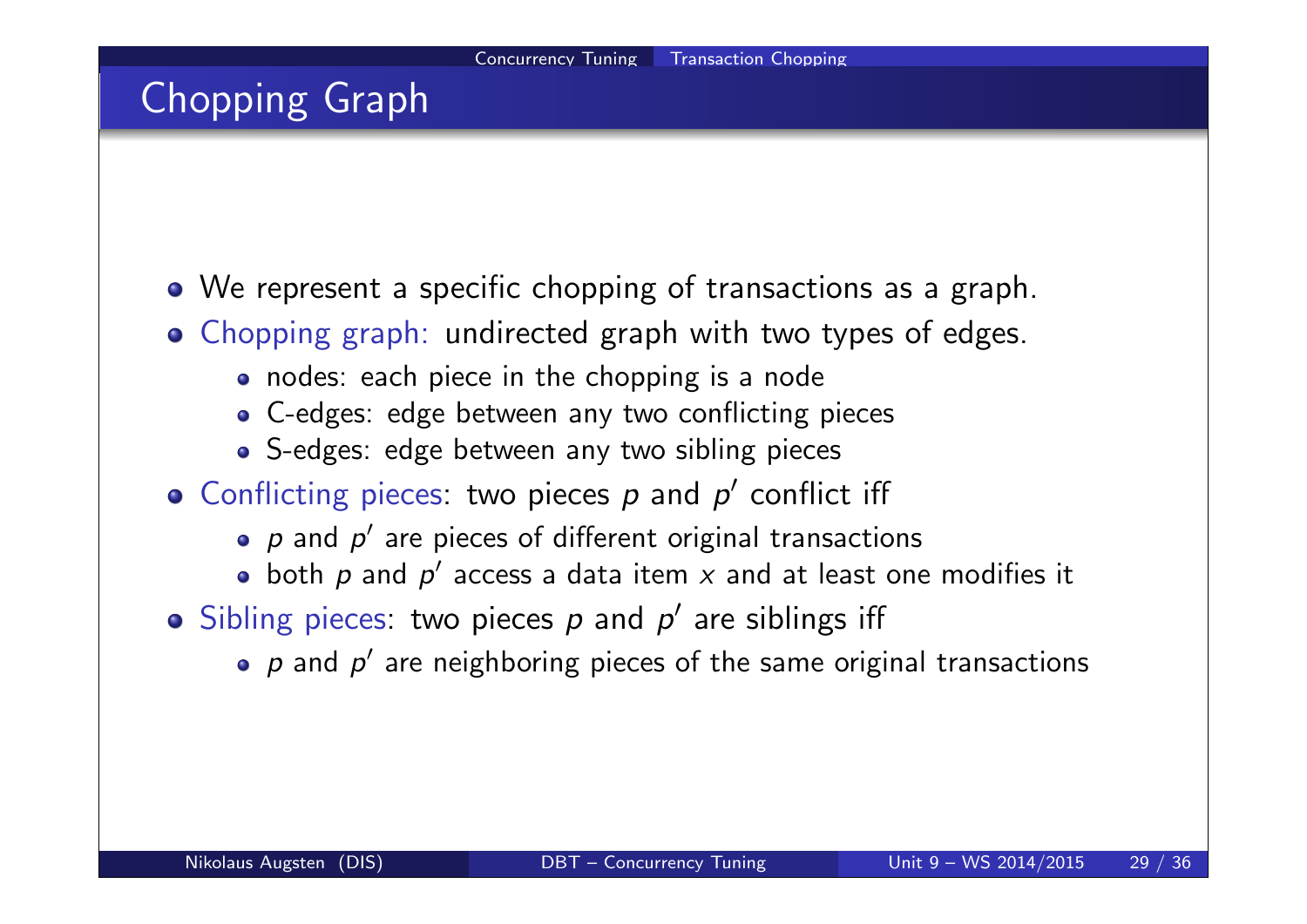# Chopping Graph

- We represent a specific chopping of transactions as a graph.
- Chopping graph: undirected graph with two types of edges.
  - nodes: each piece in the chopping is a node
  - C-edges: edge between any two conflicting pieces
  - S-edges: edge between any two sibling pieces
- Conflicting pieces: two pieces $p$ and $p'$ conflict iff
  - $p$ and $p'$ are pieces of different original transactions
  - both $p$ and $p'$ access a data item $x$ and at least one modifies it
- Sibling pieces: two pieces $p$ and $p'$ are siblings iff
  - $p$ and $p'$ are neighboring pieces of the same original transactions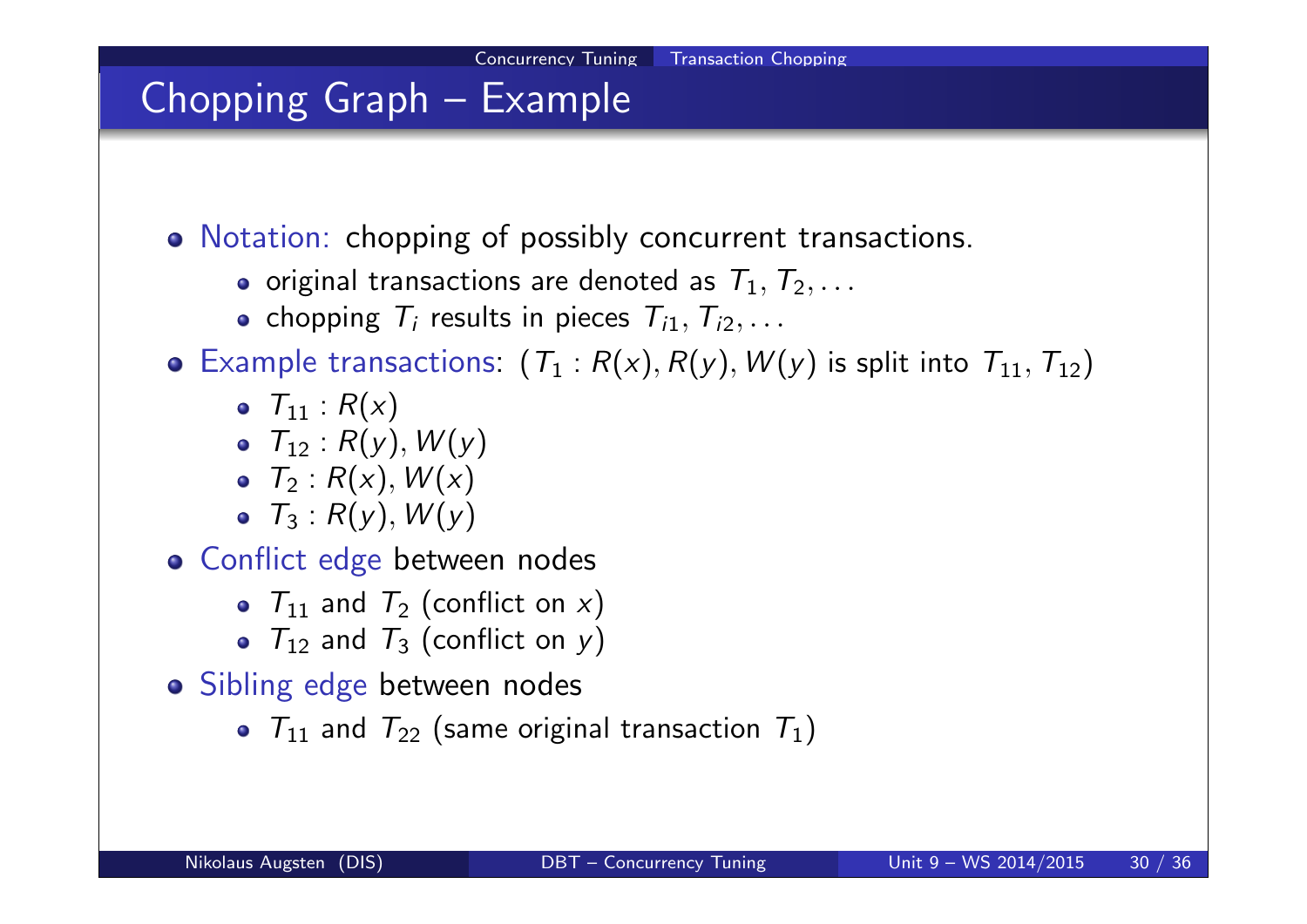# Chopping Graph – Example

- Notation: chopping of possibly concurrent transactions.
  - original transactions are denoted as $T_1, T_2, \ldots$
  - chopping $T_i$ results in pieces $T_{i1}, T_{i2}, \ldots$
- Example transactions: ($T_1 : R(x), R(y), W(y)$ is split into $T_{11}, T_{12}$)
  - $T_{11} : R(x)$
  - $T_{12} : R(y), W(y)$
  - $T_2 : R(x), W(x)$
  - $T_3 : R(y), W(y)$
- Conflict edge between nodes
  - $T_{11}$ and $T_2$ (conflict on $x$)
  - $T_{12}$ and $T_3$ (conflict on $y$)
- Sibling edge between nodes
  - $T_{11}$ and $T_{22}$ (same original transaction $T_1$)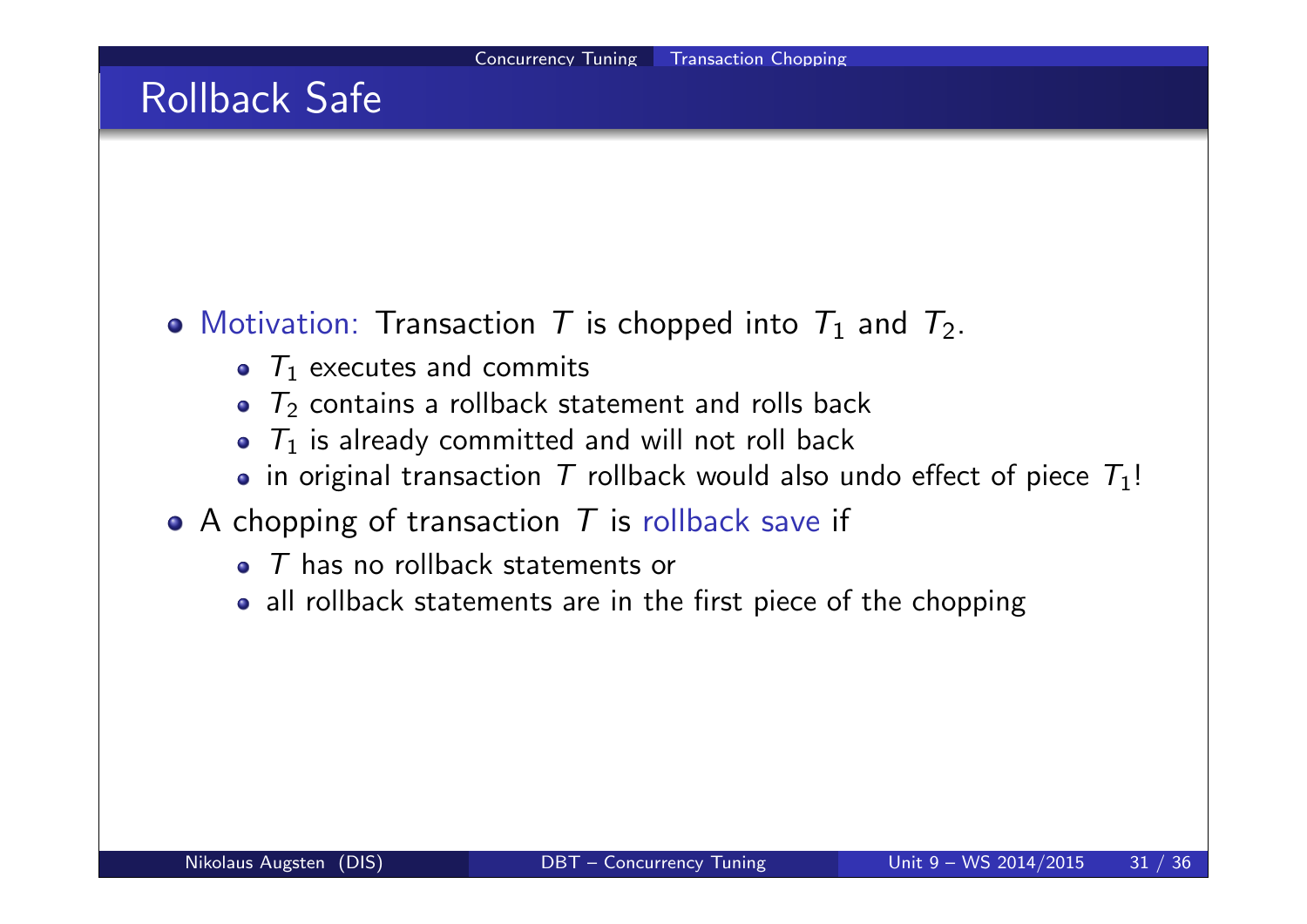# Rollback Safe

- Motivation: Transaction $T$ is chopped into $T_1$ and $T_2$.
  - $T_1$ executes and commits
  - $T_2$ contains a rollback statement and rolls back
  - $T_1$ is already committed and will not roll back
  - in original transaction $T$ rollback would also undo effect of piece $T_1$!
- A chopping of transaction $T$ is rollback save if
  - $T$ has no rollback statements or
  - all rollback statements are in the first piece of the chopping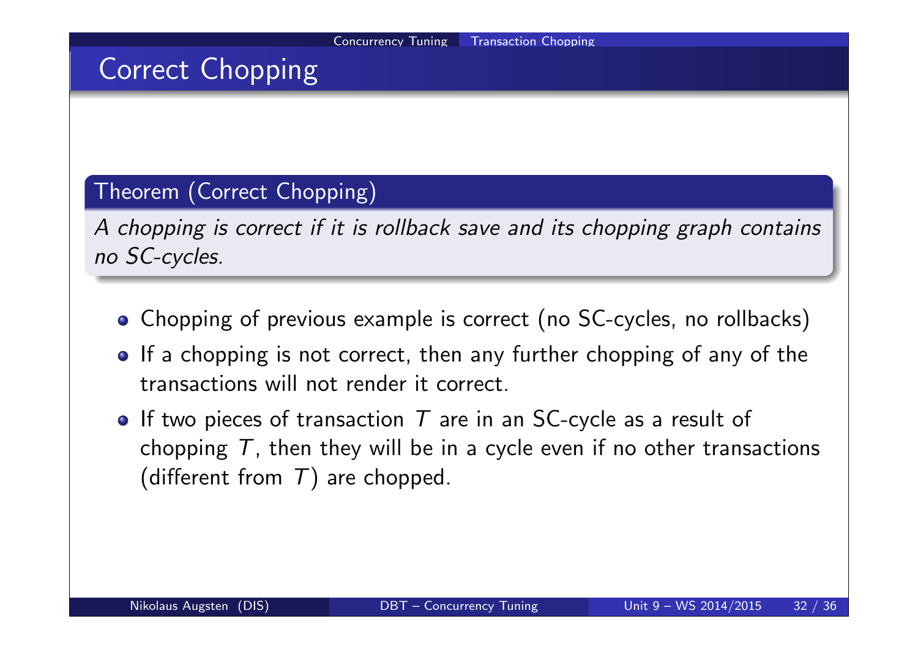# Correct Chopping

**Theorem (Correct Chopping)**

*A chopping is correct if it is rollback save and its chopping graph contains no SC-cycles.*

- Chopping of previous example is correct (no SC-cycles, no rollbacks)
- If a chopping is not correct, then any further chopping of any of the transactions will not render it correct.
- If two pieces of transaction $T$ are in an SC-cycle as a result of chopping $T$, then they will be in a cycle even if no other transactions (different from $T$) are chopped.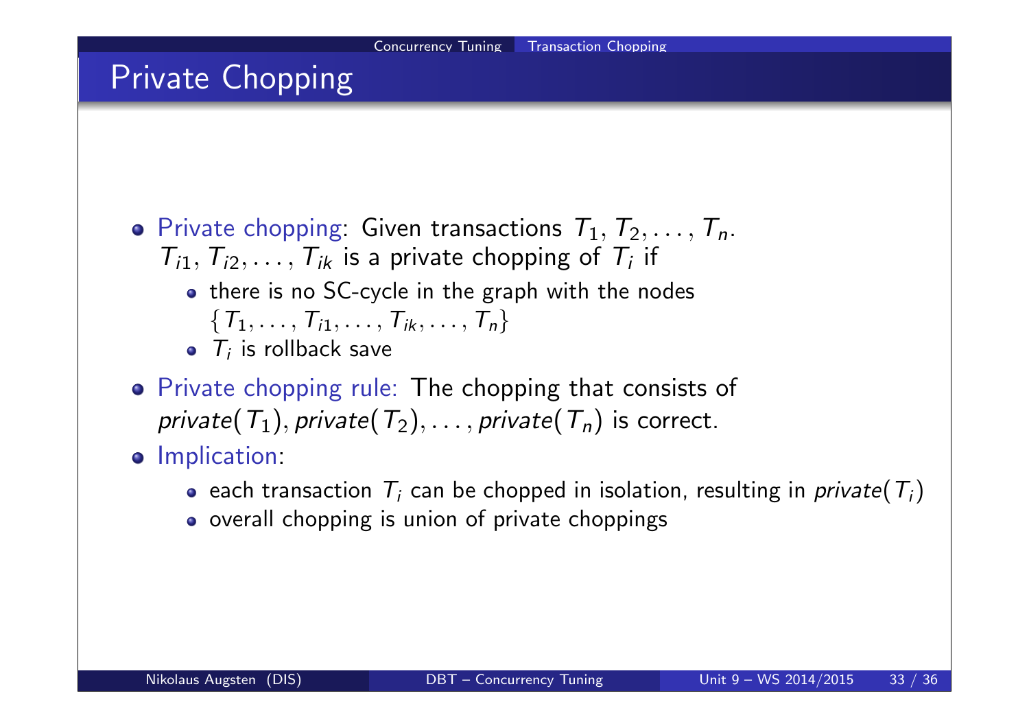# Private Chopping

- Private chopping: Given transactions $T_1, T_2, \ldots, T_n$. $T_{i1}, T_{i2}, \ldots, T_{ik}$ is a private chopping of $T_i$ if
  - there is no SC-cycle in the graph with the nodes $\{T_1, \ldots, T_{i1}, \ldots, T_{ik}, \ldots, T_n\}$
  - $T_i$ is rollback save
- Private chopping rule: The chopping that consists of $private(T_1), private(T_2), \ldots, private(T_n)$ is correct.
- Implication:
  - each transaction $T_i$ can be chopped in isolation, resulting in $private(T_i)$
  - overall chopping is union of private choppings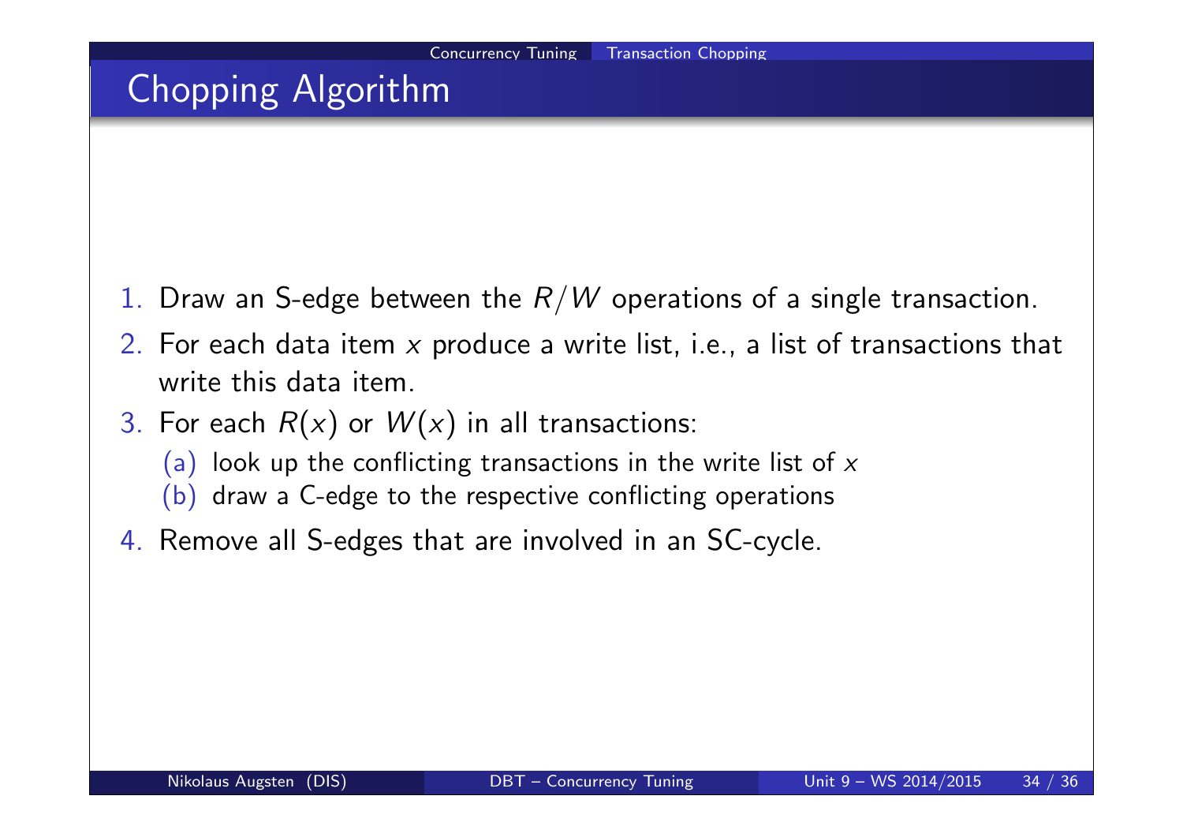# Chopping Algorithm

1. Draw an S-edge between the $R/W$ operations of a single transaction.
2. For each data item $x$ produce a write list, i.e., a list of transactions that write this data item.
3. For each $R(x)$ or $W(x)$ in all transactions:
   (a) look up the conflicting transactions in the write list of $x$
   (b) draw a C-edge to the respective conflicting operations
4. Remove all S-edges that are involved in an SC-cycle.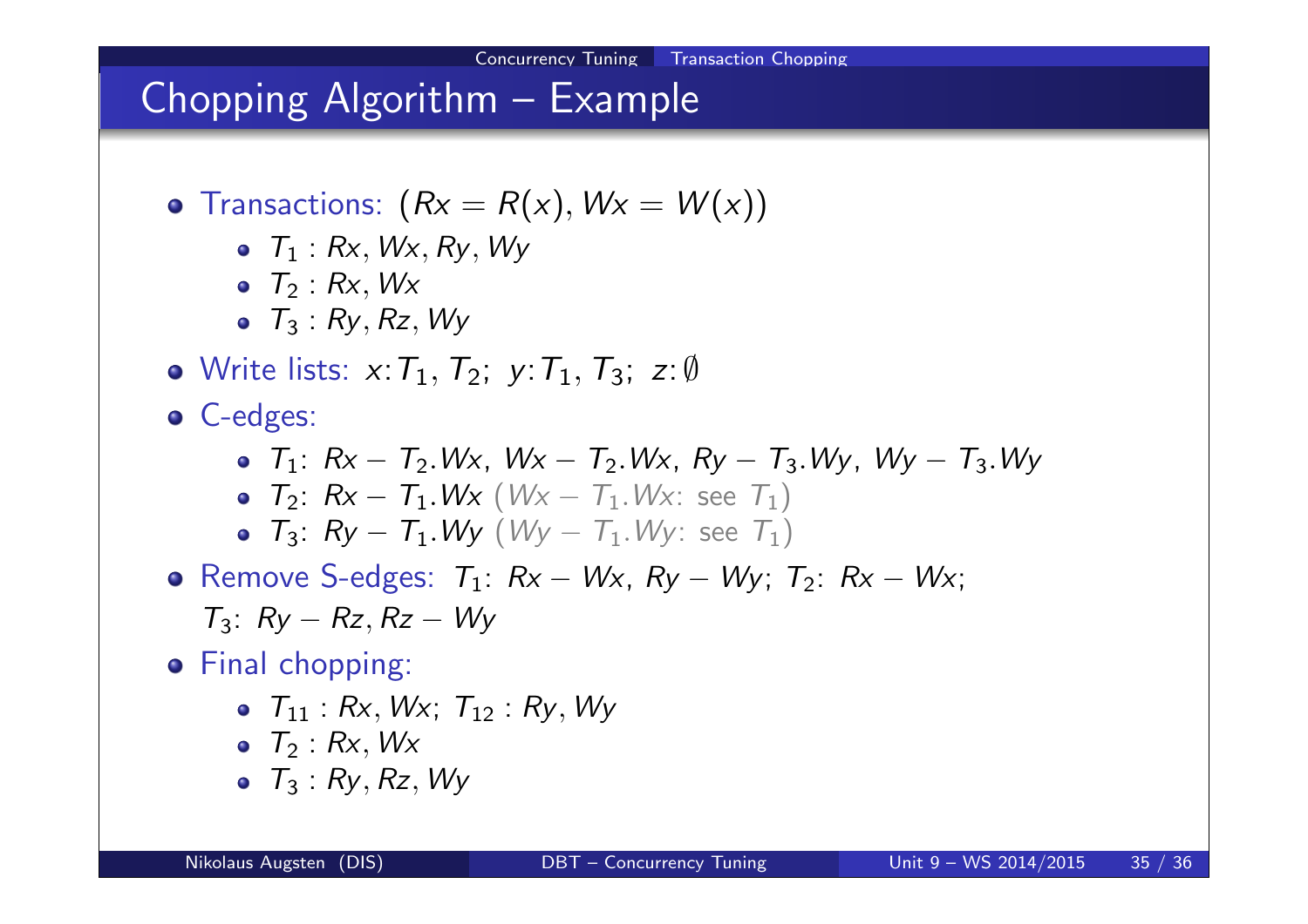# Chopping Algorithm – Example

- Transactions: $(Rx = R(x), Wx = W(x))$
  - $T_1 : Rx, Wx, Ry, Wy$
  - $T_2 : Rx, Wx$
  - $T_3 : Ry, Rz, Wy$
- Write lists: $x$: $T_1$, $T_2$; $y$: $T_1$, $T_3$; $z$: $\emptyset$
- C-edges:
  - $T_1$: $Rx - T_2.Wx$, $Wx - T_2.Wx$, $Ry - T_3.Wy$, $Wy - T_3.Wy$
  - $T_2$: $Rx - T_1.Wx$ ($Wx - T_1.Wx$: see $T_1$)
  - $T_3$: $Ry - T_1.Wy$ ($Wy - T_1.Wy$: see $T_1$)
- Remove S-edges: $T_1$: $Rx - Wx$, $Ry - Wy$; $T_2$: $Rx - Wx$; $T_3$: $Ry - Rz, Rz - Wy$
- Final chopping:
  - $T_{11} : Rx, Wx$; $T_{12} : Ry, Wy$
  - $T_2 : Rx, Wx$
  - $T_3 : Ry, Rz, Wy$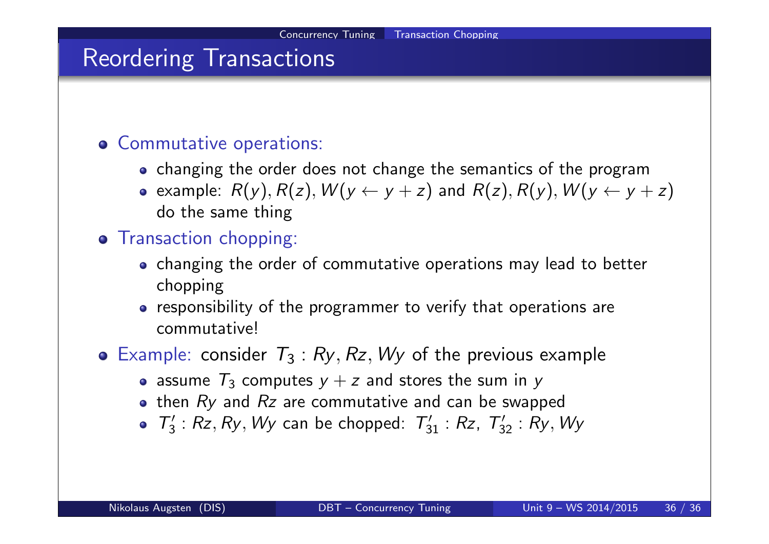# Reordering Transactions

- Commutative operations:
  - changing the order does not change the semantics of the program
  - example: $R(y), R(z), W(y \leftarrow y + z)$ and $R(z), R(y), W(y \leftarrow y + z)$ do the same thing
- Transaction chopping:
  - changing the order of commutative operations may lead to better chopping
  - responsibility of the programmer to verify that operations are commutative!
- Example: consider $T_3 : Ry, Rz, Wy$ of the previous example
  - assume $T_3$ computes $y + z$ and stores the sum in $y$
  - then $Ry$ and $Rz$ are commutative and can be swapped
  - $T_3' : Rz, Ry, Wy$ can be chopped: $T_{31}' : Rz$, $T_{32}' : Ry, Wy$